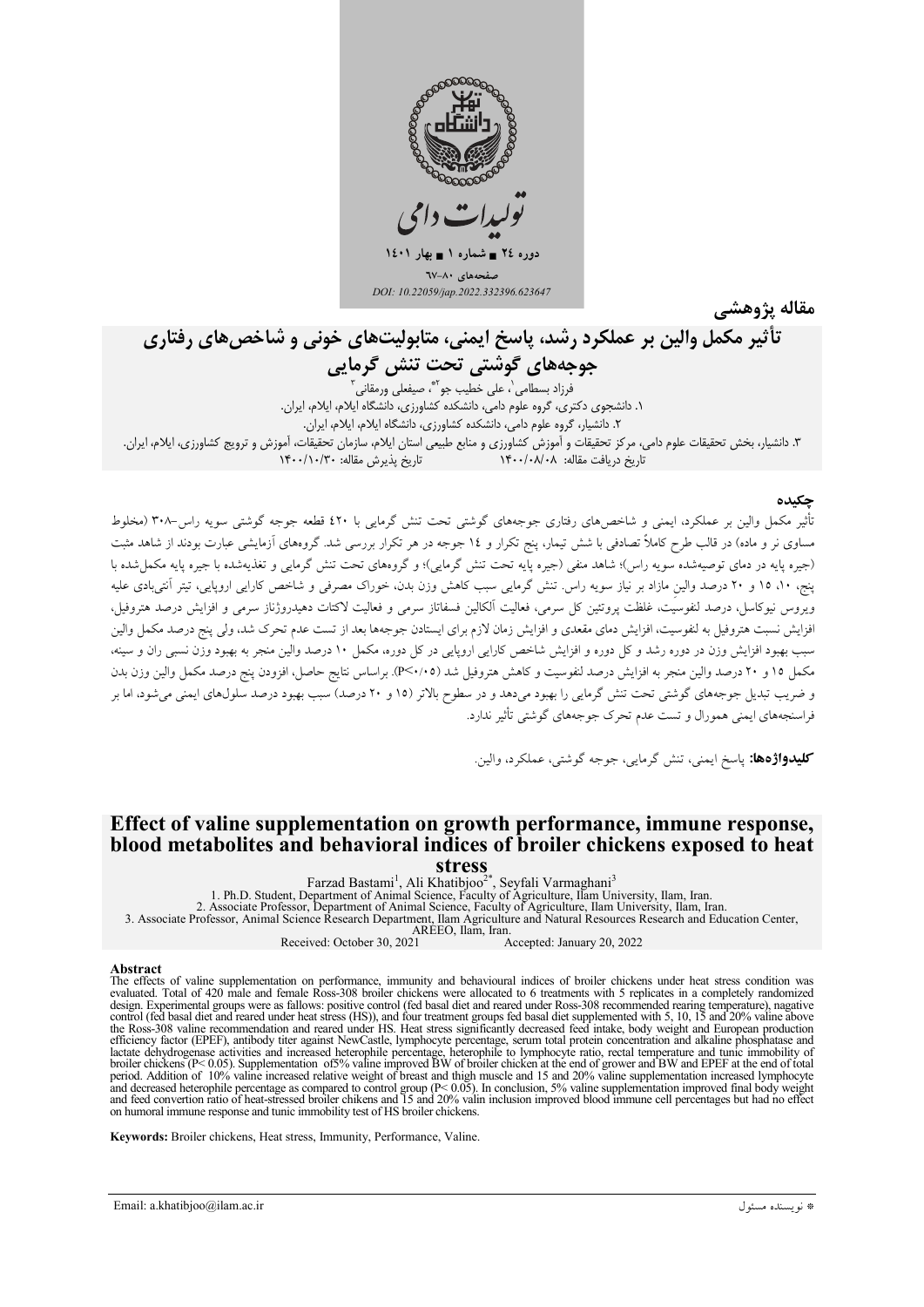تولیدات دامی

دوره ۲۴ ■ شماره ۱ ■ بهار ۱۴۰۱

صفحه‌های ۸۰-۶۷

*DOI: 10.22059/jap.2022.332396.623647*

مقاله پژوهشی

# تأثیر مکمل والین بر عملکرد رشد، پاسخ ایمنی، متابولیت‌های خونی و شاخص‌های رفتاری جوجه‌های گوشتی تحت تنش گرمایی

فرزاد بسطامی[۱]، علی خطیب جو[۲*]، صیفعلی ورمقانی[۳]

۱. دانشجوی دکتری، گروه علوم دامی، دانشکده کشاورزی، دانشگاه ایلام، ایلام، ایران.
۲. دانشیار، گروه علوم دامی، دانشکده کشاورزی، دانشگاه ایلام، ایلام، ایران.
۳. دانشیار، بخش تحقیقات علوم دامی، مرکز تحقیقات و آموزش کشاورزی و منابع طبیعی استان ایلام، سازمان تحقیقات، آموزش و ترویج کشاورزی، ایلام، ایران.

تاریخ دریافت مقاله: ۱۴۰۰/۰۸/۰۸ تاریخ پذیرش مقاله: ۱۴۰۰/۱۰/۳۰

## چکیده

تأثیر مکمل والین بر عملکرد، ایمنی و شاخص‌های رفتاری جوجه‌های گوشتی تحت تنش گرمایی با ۴۲۰ قطعه جوجه گوشتی سویه راس-۳۰۸ (مخلوط مساوی نر و ماده) در قالب طرح کاملاً تصادفی با شش تیمار، پنج تکرار و ۱۴ جوجه در هر تکرار بررسی شد. گروه‌های آزمایشی عبارت بودند از شاهد مثبت (جیره پایه در دمای توصیه‌شده سویه راس)؛ شاهد منفی (جیره پایه تحت تنش گرمایی)؛ و گروه‌های تحت تنش گرمایی و تغذیه‌شده با جیره پایه مکمل‌شده با پنج، ۱۰، ۱۵ و ۲۰ درصد والین مازاد بر نیاز سویه راس. تنش گرمایی سبب کاهش وزن بدن، خوراک مصرفی و شاخص کارایی اروپایی، تیتر آنتی‌بادی علیه ویروس نیوکاسل، درصد لنفوسیت، غلظت پروتئین کل سرمی، فعالیت آلکالین فسفاتاز سرمی و فعالیت لاکتات دهیدروژناز سرمی و افزایش درصد هتروفیل، افزایش نسبت هتروفیل به لنفوسیت، افزایش دمای مقعدی و افزایش زمان لازم برای ایستادن جوجه‌ها بعد از تست عدم تحرک شد، ولی پنج درصد مکمل والین سبب بهبود افزایش وزن در دوره رشد و کل دوره و افزایش شاخص کارایی اروپایی در کل دوره، مکمل ۱۰ درصد والین منجر به بهبود وزن نسبی ران و سینه، مکمل ۱۵ و ۲۰ درصد والین منجر به افزایش درصد لنفوسیت و کاهش هتروفیل شد (P<۰/۰۵). براساس نتایج حاصل، افزودن پنج درصد مکمل والین وزن بدن و ضریب تبدیل جوجه‌های گوشتی تحت تنش گرمایی را بهبود می‌دهد و در سطوح بالاتر (۱۵ و ۲۰ درصد) سبب بهبود درصد سلول‌های ایمنی می‌شود، اما بر فراسنجه‌های ایمنی هومورال و تست عدم تحرک جوجه‌های گوشتی تأثیر ندارد.

**کلیدواژه‌ها:** پاسخ ایمنی، تنش گرمایی، جوجه گوشتی، عملکرد، والین.

# Effect of valine supplementation on growth performance, immune response, blood metabolites and behavioral indices of broiler chickens exposed to heat stress

Farzad Bastami[1], Ali Khatibjoo[2*], Seyfali Varmaghani[3]

1. Ph.D. Student, Department of Animal Science, Faculty of Agriculture, Ilam University, Ilam, Iran.
2. Associate Professor, Department of Animal Science, Faculty of Agriculture, Ilam University, Ilam, Iran.
3. Associate Professor, Animal Science Research Department, Ilam Agriculture and Natural Resources Research and Education Center, AREEO, Ilam, Iran.

Received: October 30, 2021 Accepted: January 20, 2022

## Abstract

The effects of valine supplementation on performance, immunity and behavioural indices of broiler chickens under heat stress condition was evaluated. Total of 420 male and female Ross-308 broiler chickens were allocated to 6 treatments with 5 replicates in a completely randomized design. Experimental groups were as fallows: positive control (fed basal diet and reared under Ross-308 recommended rearing temperature), negative control (fed basal diet and reared under heat stress (HS)), and four treatment groups fed basal diet supplemented with 5, 10, 15 and 20% valine above the Ross-308 valine recommendation and reared under HS. Heat stress significantly decreased feed intake, body weight and European production efficiency factor (EPEF), antibody titer against NewCastle, lymphocyte percentage, serum total protein concentration and alkaline phosphatase and lactate dehydrogenase activities and increased heterophile percentage, heterophile to lymphocyte ratio, rectal temperature and tunic immobility of broiler chickens ($P < 0.05$). Supplementation of5% valine improved BW of broiler chicken at the end of grower and BW and EPEF at the end of total period. Addition of 10% valine increased relative weight of breast and thigh muscle and 15 and 20% valine supplementation increased lymphocyte and decreased heterophile percentage as compared to control group ($P < 0.05$). In conclusion, 5% valine supplementation improved final body weight and feed convertion ratio of heat-stressed broiler chikens and 15 and 20% valin inclusion improved blood immune cell percentages but had no effect on humoral immune response and tunic immobility test of HS broiler chickens.

**Keywords:** Broiler chickens, Heat stress, Immunity, Performance, Valine.

Email: a.khatibjoo@ilam.ac.ir

* نویسنده مسئول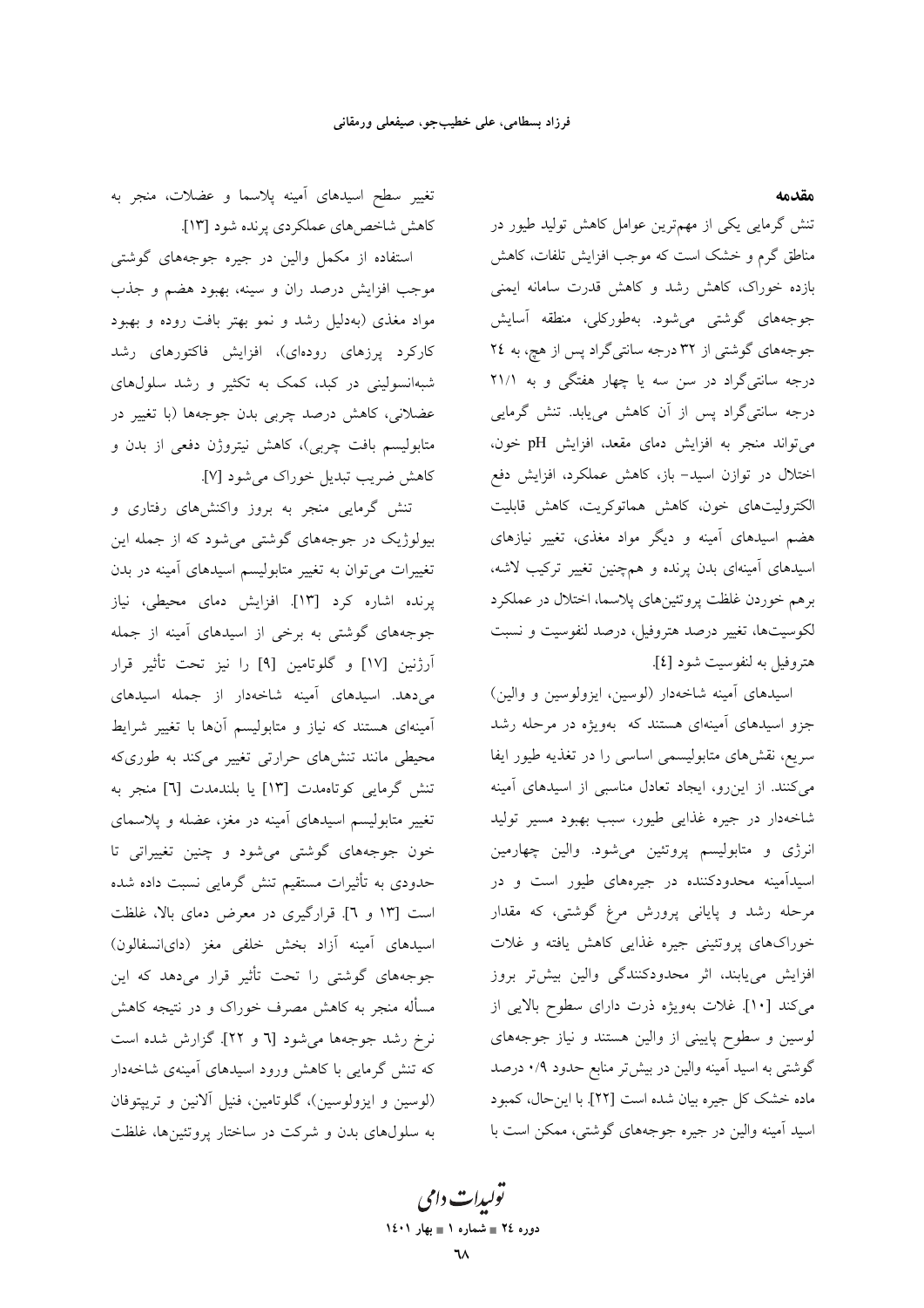## مقدمه

تنش گرمایی یکی از مهم‌ترین عوامل کاهش تولید طیور در مناطق گرم و خشک است که موجب افزایش تلفات، کاهش بازده خوراک، کاهش رشد و کاهش قدرت سامانه ایمنی جوجه‌های گوشتی می‌شود. به‌طورکلی، منطقه آسایش جوجه‌های گوشتی از ۳۲ درجه سانتی‌گراد پس از هچ، به ۲٤ درجه سانتی‌گراد در سن سه یا چهار هفتگی و به ۲۱/۱ درجه سانتی‌گراد پس از آن کاهش می‌یابد. تنش گرمایی می‌تواند منجر به افزایش دمای مقعد، افزایش pH خون، اختلال در توازن اسید- باز، کاهش عملکرد، افزایش دفع الکترولیت‌های خون، کاهش هماتوکریت، کاهش قابلیت هضم اسیدهای آمینه و دیگر مواد مغذی، تغییر نیازهای اسیدهای آمینه‌ای بدن پرنده و هم‌چنین تغییر ترکیب لاشه، برهم خوردن غلظت پروتئین‌های پلاسما، اختلال در عملکرد لکوسیت‌ها، تغییر درصد هتروفیل، درصد لنفوسیت و نسبت هتروفیل به لنفوسیت شود [٤].

اسیدهای آمینه شاخه‌دار (لوسین، ایزولوسین و والین) جزو اسیدهای آمینه‌ای هستند که بویژه در مرحله رشد سریع، نقش‌های متابولیسمی اساسی را در تغذیه طیور ایفا می‌کنند. از این‌رو، ایجاد تعادل مناسبی از اسیدهای آمینه شاخه‌دار در جیره غذایی طیور، سبب بهبود مسیر تولید انرژی و متابولیسم پروتئین می‌شود. والین چهارمین اسیدآمینه محدودکننده در جیره‌های طیور است و در مرحله رشد و پایانی پرورش مرغ گوشتی، که مقدار خوراک‌های پروتئینی جیره غذایی کاهش یافته و غلات افزایش می‌یابند، اثر محدودکنندگی والین بیش‌تر بروز می‌کند [۱۰]. غلات بویژه ذرت دارای سطوح بالایی از لوسین و سطوح پایینی از والین هستند و نیاز جوجه‌های گوشتی به اسید آمینه والین در بیش‌تر منابع حدود ۰/۹ درصد ماده خشک کل جیره بیان شده است [۲۲]. با این‌حال، کمبود اسید آمینه والین در جیره جوجه‌های گوشتی، ممکن است با تغییر سطح اسیدهای آمینه پلاسما و عضلات، منجر به کاهش شاخص‌های عملکردی پرنده شود [۱۳].

استفاده از مکمل والین در جیره جوجه‌های گوشتی موجب افزایش درصد ران و سینه، بهبود هضم و جذب مواد مغذی (به‌دلیل رشد و نمو بهتر بافت روده و بهبود کارکرد پرزهای روده‌ای)، افزایش فاکتورهای رشد شبه‌انسولینی در کبد، کمک به تکثیر و رشد سلول‌های عضلانی، کاهش درصد چربی بدن جوجه‌ها (با تغییر در متابولیسم بافت چربی)، کاهش نیتروژن دفعی از بدن و کاهش ضریب تبدیل خوراک می‌شود [۷].

تنش گرمایی منجر به بروز واکنش‌های رفتاری و بیولوژیک در جوجه‌های گوشتی می‌شود که از جمله این تغییرات می‌توان به تغییر متابولیسم اسیدهای آمینه در بدن پرنده اشاره کرد [۱۳]. افزایش دمای محیطی، نیاز جوجه‌های گوشتی به برخی از اسیدهای آمینه از جمله آرژنین [۱۷] و گلوتامین [۹] را نیز تحت تأثیر قرار می‌دهد. اسیدهای آمینه شاخه‌دار از جمله اسیدهای آمینه‌ای هستند که نیاز و متابولیسم آن‌ها با تغییر شرایط محیطی مانند تنش‌های حرارتی تغییر می‌کند به طوری‌که تنش گرمایی کوتاه‌مدت [۱۳] یا بلندمدت [٦] منجر به تغییر متابولیسم اسیدهای آمینه در مغز، عضله و پلاسمای خون جوجه‌های گوشتی می‌شود و چنین تغییراتی تا حدودی به تأثیرات مستقیم تنش گرمایی نسبت داده شده است [۱۳ و ٦]. قرارگیری در معرض دمای بالا، غلظت اسیدهای آمینه آزاد بخش خلفی مغز (دای‌انسفالون) جوجه‌های گوشتی را تحت تأثیر قرار می‌دهد که این مسأله منجر به کاهش مصرف خوراک و در نتیجه کاهش نرخ رشد جوجه‌ها می‌شود [٦ و ۲۲]. گزارش شده است که تنش گرمایی با کاهش ورود اسیدهای آمینه‌ی شاخه‌دار (لوسین و ایزولوسین)، گلوتامین، فنیل آلانین و تریپتوفان به سلول‌های بدن و شرکت در ساختار پروتئین‌ها، غلظت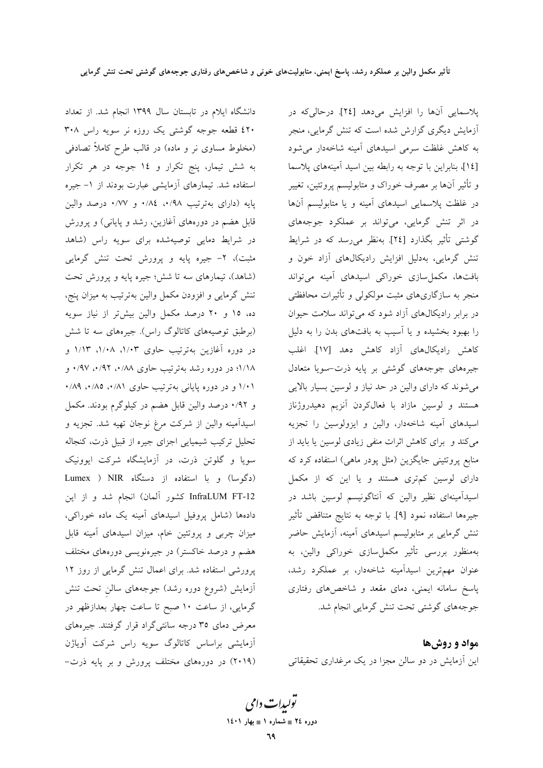پلاسمایی آن‌ها را افزایش می‌دهد [۲۴]. درحالی‌که در آزمایش دیگری گزارش شده است که تنش گرمایی، منجر به کاهش غلظت سرمی اسیدهای آمینه شاخه‌دار می‌شود [۱۴]، بنابراین با توجه به رابطه بین اسید آمینه‌های پلاسما و تأثیر آن‌ها بر مصرف خوراک و متابولیسم پروتئین، تغییر در غلظت پلاسمایی اسیدهای آمینه و یا متابولیسم آن‌ها در اثر تنش گرمایی، می‌تواند بر عملکرد جوجه‌های گوشتی تأثیر بگذارد [۲۴]. به‌نظر می‌رسد که در شرایط تنش گرمایی، به‌دلیل افزایش رادیکال‌های آزاد خون و بافت‌ها، مکمل‌سازی خوراکی اسیدهای آمینه می‌تواند منجر به سازگاری‌های مثبت مولکولی و تأثیرات محافظتی در برابر رادیکال‌های آزاد شود که می‌تواند سلامت حیوان را بهبود بخشیده و یا آسیب به بافت‌های بدن را به دلیل کاهش رادیکال‌های آزاد کاهش دهد [۱۷]. اغلب جیره‌های جوجه‌های گوشتی بر پایه ذرت-سویا متعادل می‌شوند که دارای والین در حد نیاز و لوسین بسیار بالایی هستند و لوسین مازاد با فعال‌کردن آنزیم دهیدروژناز اسیدهای آمینه شاخه‌دار، والین و ایزولوسین را تجزیه می‌کند و برای کاهش اثرات منفی زیادی لوسین یا باید از منابع پروتئینی جایگزین (مثل پودر ماهی) استفاده کرد که دارای لوسین کم‌تری هستند و یا این که از مکمل اسیدآمینه‌ای نظیر والین که آنتاگونیسم لوسین باشد در جیره‌ها استفاده نمود [۹]. با توجه به نتایج متناقض تأثیر تنش گرمایی بر متابولیسم اسیدهای آمینه، آزمایش حاضر به‌منظور بررسی تأثیر مکمل‌سازی خوراکی والین، به عنوان مهم‌ترین اسیدآمینه شاخه‌دار، بر عملکرد رشد، پاسخ سامانه ایمنی، دمای مقعد و شاخص‌های رفتاری جوجه‌های گوشتی تحت تنش گرمایی انجام شد.

## مواد و روش‌ها

این آزمایش در دو سالن مجزا در یک مرغداری تحقیقاتی دانشگاه ایلام در تابستان سال ۱۳۹۹ انجام شد. از تعداد ۴۲۰ قطعه جوجه گوشتی یک روزه نر سویه راس ۳۰۸ (مخلوط مساوی نر و ماده) در قالب طرح کاملاً تصادفی به شش تیمار، پنج تکرار و ۱۴ جوجه در هر تکرار استفاده شد. تیمارهای آزمایشی عبارت بودند از ۱- جیره پایه (دارای به‌ترتیب ۰/۹۸، ۰/۸۴ و ۰/۷۷ درصد والین قابل هضم در دوره‌های آغازین، رشد و پایانی) و پرورش در شرایط دمایی توصیه‌شده برای سویه راس (شاهد مثبت)، ۲- جیره پایه و پرورش تحت تنش گرمایی (شاهد)، تیمارهای سه تا شش؛ جیره پایه و پرورش تحت تنش گرمایی و افزودن مکمل والین به‌ترتیب به میزان پنج، ده، ۱۵ و ۲۰ درصد مکمل والین بیش‌تر از نیاز سویه (برطبق توصیه‌های کاتالوگ راس). جیره‌های سه تا شش در دوره آغازین به‌ترتیب حاوی ۱/۰۳، ۱/۰۸، ۱/۱۳ و ۱/۱۸؛ در دوره رشد به‌ترتیب حاوی ۰/۸۸، ۰/۹۲، ۰/۹۷ و ۱/۰۱ و در دوره پایانی به‌ترتیب حاوی ۰/۸۱، ۰/۸۵، ۰/۸۹ و ۰/۹۲ درصد والین قابل هضم در کیلوگرم بودند. مکمل اسیدآمینه والین از شرکت مرغ نوجان تهیه شد. تجزیه و تحلیل ترکیب شیمیایی اجزای جیره از قبیل ذرت، کنجاله سویا و گلوتن ذرت، در آزمایشگاه شرکت ایوونیک (دگوسا) و با استفاده از دستگاه NIR ( Lumex InfraLUM FT-12 کشور آلمان) انجام شد و از این داده‌ها (شامل پروفیل اسیدهای آمینه یک ماده خوراکی، میزان چربی و پروتئین خام، میزان اسیدهای آمینه قابل هضم و درصد خاکستر) در جیره‌نویسی دوره‌های مختلف پرورشی استفاده شد. برای اعمال تنش گرمایی از روز ۱۲ آزمایش (شروع دوره رشد) جوجه‌های سالنِ تحت تنش گرمایی، از ساعت ۱۰ صبح تا ساعت چهار بعدازظهر در معرض دمای ۳۵ درجه سانتی‌گراد قرار گرفتند. جیره‌های آزمایشی براساس کاتالوگ سویه راس شرکت آویاژن (۲۰۱۹) در دوره‌های مختلف پرورش و بر پایه ذرت-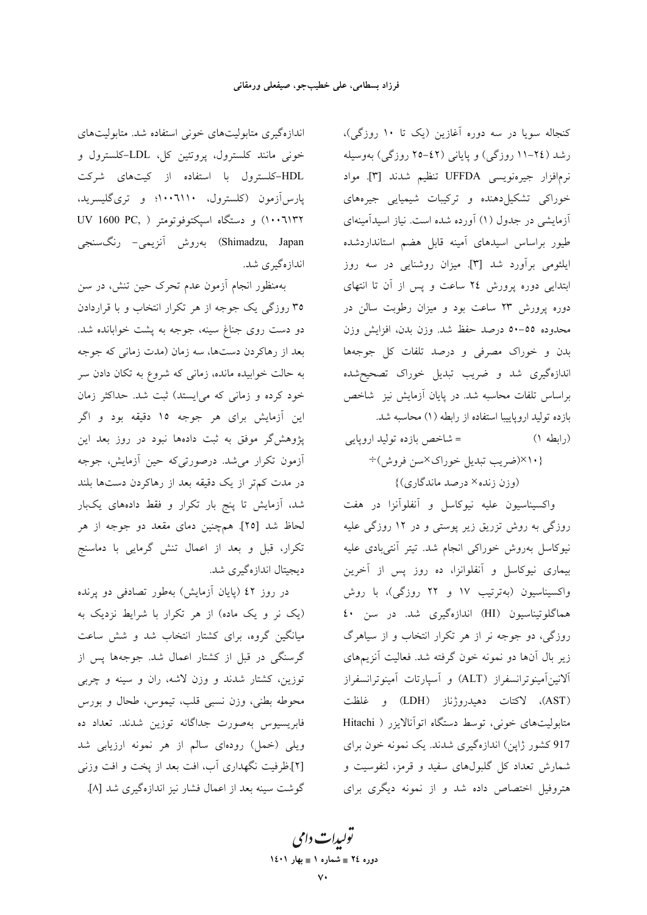کنجاله سویا در سه دوره آغازین (یک تا ۱۰ روزگی)، رشد (۲۴-۱۱ روزگی) و پایانی (۴۲-۲۵ روزگی) به‌وسیله نرم‌افزار جیره‌نویسی UFFDA تنظیم شدند [۳]. مواد خوراکی تشکیل‌دهنده و ترکیبات شیمیایی جیره‌های آزمایشی در جدول (۱) آورده شده است. نیاز اسیدآمینه‌ای طیور براساس اسیدهای آمینه قابل هضم استانداردشده ایلئومی برآورد شد [۳]. میزان روشنایی در سه روز ابتدایی دوره پرورش ۲۴ ساعت و پس از آن تا انتهای دوره پرورش ۲۳ ساعت بود و میزان رطوبت سالن در محدوده ۵۵-۵۰ درصد حفظ شد. وزن بدن، افزایش وزن بدن و خوراک مصرفی و درصد تلفات کل جوجه‌ها اندازه‌گیری شد و ضریب تبدیل خوراک تصحیح‌شده براساس تلفات محاسبه شد. در پایان آزمایش نیز شاخص بازده تولید اروپایی استفاده از رابطه (۱) محاسبه شد.

(رابطه ۱) = شاخص بازده تولید اروپایی

{۱۰×(ضریب تبدیل خوراک×سن فروش)÷

(وزن زنده× درصد ماندگاری)}

واکسیناسیون علیه نیوکاسل و آنفلوآنزا در هفت روزگی به روش تزریق زیر پوستی و در ۱۲ روزگی علیه نیوکاسل به‌روش خوراکی انجام شد. تیتر آنتی‌بادی علیه بیماری نیوکاسل و آنفلوانزا، ده روز پس از آخرین واکسیناسیون (به‌ترتیب ۱۷ و ۲۲ روزگی)، با روش هماگلوتیناسیون (HI) اندازه‌گیری شد. در سن ۴۰ روزگی، دو جوجه نر از هر تکرار انتخاب و از سیاهرگ زیر بال آن‌ها دو نمونه خون گرفته شد. فعالیت آنزیم‌های آلانین‌آمینوترانسفراز (ALT) و آسپارتات آمینوترانسفراز (AST)، لاکتات دهیدروژناز (LDH) و غلظت متابولیت‌های خونی، توسط دستگاه اتوآنالایزر (Hitachi 917 کشور ژاپن) اندازه‌گیری شدند. یک نمونه خون برای شمارش تعداد کل گلبول‌های سفید و قرمز، لنفوسیت و هتروفیل اختصاص داده شد و از نمونه دیگری برای اندازه‌گیری متابولیت‌های خونی استفاده شد. متابولیت‌های خونی مانند کلسترول، پروتئین کل، LDL-کلسترول و HDL-کلسترول با استفاده از کیت‌های شرکت پارس‌آزمون (کلسترول، ۱۰۰۶۱۱۰؛ و تری‌گلیسرید، ۱۰۰۶۱۳۲) و دستگاه اسپکتوفوتومتر (UV 1600 PC, Shimadzu, Japan) به‌روش آنزیمی- رنگ‌سنجی اندازه‌گیری شد.

به‌منظور انجام آزمون عدم تحرک حین تنش، در سن ۳۵ روزگی یک جوجه از هر تکرار انتخاب و با قراردادن دو دست روی جناغ سینه، جوجه به پشت خوابانده شد. بعد از رهاکردن دست‌ها، سه زمان (مدت زمانی که جوجه به حالت خوابیده مانده، زمانی که شروع به تکان دادن سر خود کرده و زمانی که می‌ایستد) ثبت شد. حداکثر زمان این آزمایش برای هر جوجه ۱۵ دقیقه بود و اگر پژوهش‌گر موفق به ثبت داده‌ها نبود در روز بعد این آزمون تکرار می‌شد. درصورتی‌که حین آزمایش، جوجه در مدت کم‌تر از یک دقیقه بعد از رهاکردن دست‌ها بلند شد، آزمایش تا پنج بار تکرار و فقط داده‌های یک‌بار لحاظ شد [۲۵]. هم‌چنین دمای مقعد دو جوجه از هر تکرار، قبل و بعد از اعمال تنش گرمایی با دماسنج دیجیتال اندازه‌گیری شد.

در روز ۴۲ (پایان آزمایش) به‌طور تصادفی دو پرنده (یک نر و یک ماده) از هر تکرار با شرایط نزدیک به میانگین گروه، برای کشتار انتخاب شد و شش ساعت گرسنگی در قبل از کشتار اعمال شد. جوجه‌ها پس از توزین، کشتار شدند و وزن لاشه، ران و سینه و چربی محوطه بطنی، وزن نسبی قلب، تیموس، طحال و بورس فابریسیوس به‌صورت جداگانه توزین شدند. تعداد ده ویلی (خمل) روده‌ای سالم از هر نمونه ارزیابی شد [۲]. ظرفیت نگهداری آب، افت بعد از پخت و افت وزنی گوشت سینه بعد از اعمال فشار نیز اندازه‌گیری شد [۸].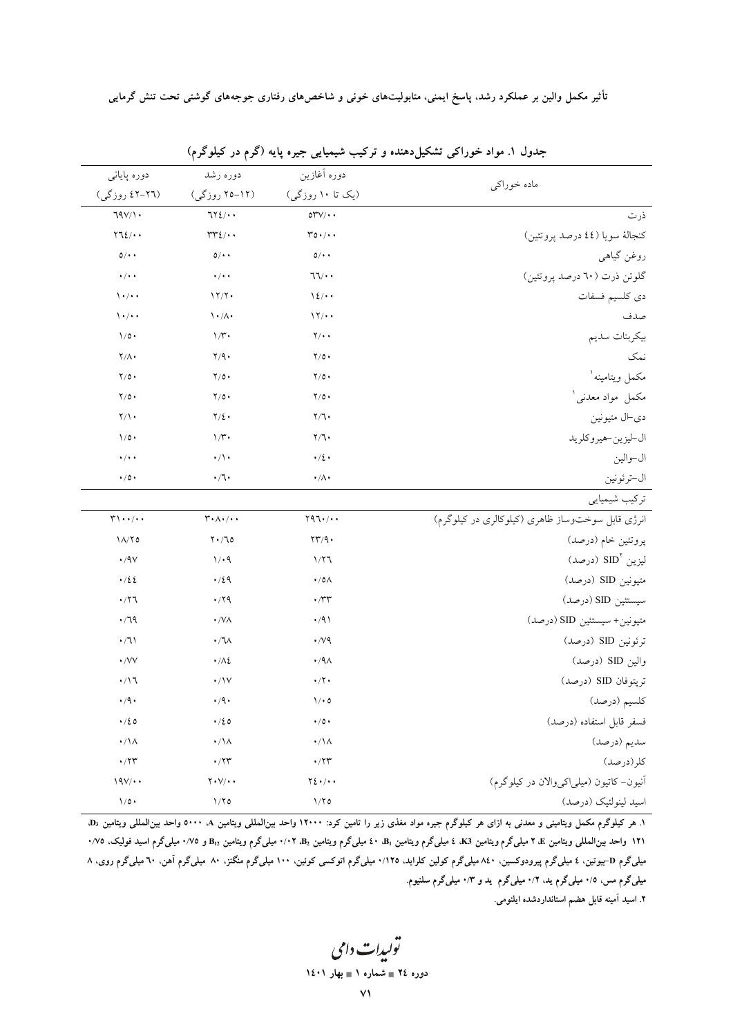جدول ۱. مواد خوراکی تشکیل‌دهنده و ترکیب شیمیایی جیره پایه (گرم در کیلوگرم)

| ماده خوراکی | دوره آغازین (یک تا ۱۰ روزگی) | دوره رشد (۱۲-۲۵ روزگی) | دوره پایانی (۲۶-۴۲ روزگی) |
|---|---|---|---|
| ذرت | ۵۳۷/۰۰ | ۶۲۴/۰۰ | ۶۹۷/۱۰ |
| کنجالهٔ سویا (۴۴ درصد پروتئین) | ۳۵۰/۰۰ | ۳۳۴/۰۰ | ۲۶۴/۰۰ |
| روغن گیاهی | ۵/۰۰ | ۵/۰۰ | ۵/۰۰ |
| گلوتن ذرت (۶۰ درصد پروتئین) | ۶۶/۰۰ | ۰/۰۰ | ۰/۰۰ |
| دی کلسیم فسفات | ۱۴/۰۰ | ۱۲/۲۰ | ۱۰/۰۰ |
| صدف | ۱۲/۰۰ | ۱۰/۸۰ | ۱۰/۰۰ |
| بیکربنات سدیم | ۲/۰۰ | ۱/۳۰ | ۱/۵۰ |
| نمک | ۲/۵۰ | ۲/۹۰ | ۲/۸۰ |
| مکمل ویتامینه[1] | ۲/۵۰ | ۲/۵۰ | ۲/۵۰ |
| مکمل مواد معدنی[1] | ۲/۵۰ | ۲/۵۰ | ۲/۵۰ |
| دی-ال متیونین | ۲/۶۰ | ۲/۴۰ | ۲/۱۰ |
| ال-لیزین-هیروکلرید | ۲/۶۰ | ۱/۳۰ | ۱/۵۰ |
| ال-والین | ۰/۴۰ | ۰/۱۰ | ۰/۰۰ |
| ال-ترئونین | ۰/۸۰ | ۰/۶۰ | ۰/۵۰ |
| **ترکیب شیمیایی** | | | |
| انرژی قابل سوخت‌وساز ظاهری (کیلوکالری در کیلوگرم) | ۲۹۶۰/۰۰ | ۳۰۸۰/۰۰ | ۳۱۰۰/۰۰ |
| پروتئین خام (درصد) | ۲۳/۹۰ | ۲۰/۶۵ | ۱۸/۲۵ |
| لیزین SID[2] (درصد) | ۱/۲۶ | ۱/۰۹ | ۰/۹۷ |
| متیونین SID (درصد) | ۰/۵۸ | ۰/۴۹ | ۰/۴۴ |
| سیستئین SID (درصد) | ۰/۳۳ | ۰/۲۹ | ۰/۲۶ |
| متیونین+ سیستئین SID (درصد) | ۰/۹۱ | ۰/۷۸ | ۰/۶۹ |
| ترئونین SID (درصد) | ۰/۷۹ | ۰/۶۸ | ۰/۶۱ |
| والین SID (درصد) | ۰/۹۸ | ۰/۸۴ | ۰/۷۷ |
| تریپتوفان SID (درصد) | ۰/۲۰ | ۰/۱۷ | ۰/۱۶ |
| کلسیم (درصد) | ۱/۰۵ | ۰/۹۰ | ۰/۹۰ |
| فسفر قابل استفاده (درصد) | ۰/۵۰ | ۰/۴۵ | ۰/۴۵ |
| سدیم (درصد) | ۰/۱۸ | ۰/۱۸ | ۰/۱۸ |
| کلر(درصد) | ۰/۲۳ | ۰/۲۳ | ۰/۲۳ |
| آنیون- کاتیون (میلی‌اکی‌والان در کیلوگرم) | ۲۴۰/۰۰ | ۲۰۷/۰۰ | ۱۹۷/۰۰ |
| اسید لینولئیک (درصد) | ۱/۲۵ | ۱/۲۵ | ۱/۵۰ |

۱. هر کیلوگرم مکمل ویتامینی و معدنی به ازای هر کیلوگرم جیره مواد مغذی زیر را تامین کرد: ۱۲۰۰۰ واحد بین‌المللی ویتامین A، ۵۰۰۰ واحد بین‌المللی ویتامین $D_3$، ۱۲۱ واحد بین‌المللی ویتامین E، ۲ میلی‌گرم ویتامین K3، ۴ میلی‌گرم ویتامین $B_1$، ۴۰ میلی‌گرم ویتامین $B_2$، ۰/۰۲ میلی‌گرم ویتامین $B_{12}$ و ۰/۷۵ میلی‌گرم اسید فولیک، ۰/۷۵ میلی‌گرم D-بیوتین، ۴ میلی‌گرم پیرودوکسین، ۸۴۰ میلی‌گرم کولین کلراید، ۰/۱۲۵ میلی‌گرم اتوکسی کوئین، ۱۰۰ میلی‌گرم منگنز، ۸۰ میلی‌گرم آهن، ۶۰ میلی‌گرم روی، ۸ میلی‌گرم مس، ۰/۵ میلی‌گرم ید، ۰/۲ میلی‌گرم ید و ۰/۳ میلی‌گرم سلنیوم.

۲. اسید آمینه قابل هضم استانداردشده ایلئومی.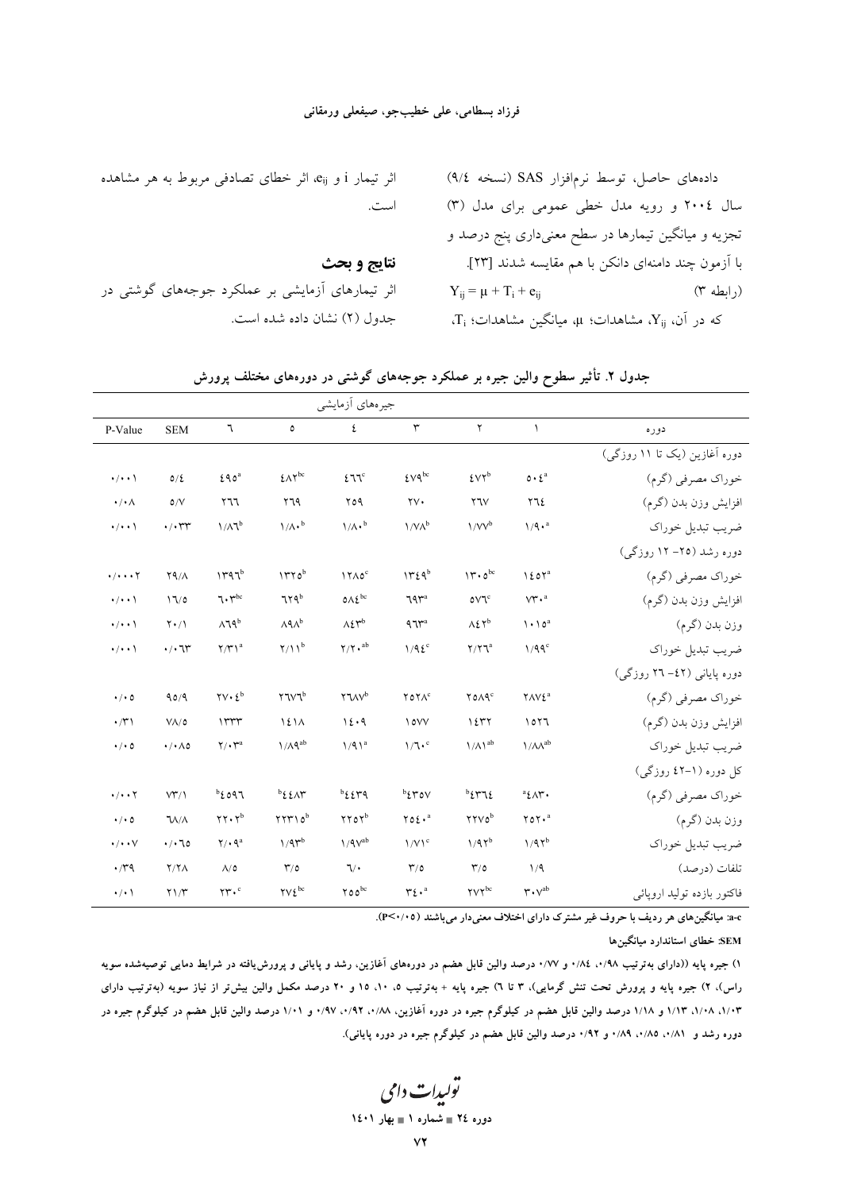داده‌های حاصل، توسط نرم‌افزار SAS (نسخه ۹/٤) سال ۲۰۰٤ و رویه مدل خطی عمومی برای مدل (۳) تجزیه و میانگین تیمارها در سطح معنی‌داری پنج درصد و با آزمون چند دامنه‌ای دانکن با هم مقایسه شدند [۲۳].

$$Y_{ij} = \mu + T_i + e_{ij} \quad \text{(رابطه ۳)}$$

که در آن، $Y_{ij}$، مشاهدات؛ $\mu$، میانگین مشاهدات؛ $T_i$، اثر تیمار i و $e_{ij}$، اثر خطای تصادفی مربوط به هر مشاهده است.

## نتایج و بحث

اثر تیمارهای آزمایشی بر عملکرد جوجه‌های گوشتی در جدول (۲) نشان داده شده است.

**جدول ۲. تأثیر سطوح والین جیره بر عملکرد جوجه‌های گوشتی در دوره‌های مختلف پرورش**

| دوره | جیره‌های آزمایشی ۱ | ۲ | ۳ | ٤ | ۵ | ٦ | SEM | P-Value |
|---|---|---|---|---|---|---|---|---|
| **دوره آغازین (یک تا ۱۱ روزگی)** | | | | | | | | |
| خوراک مصرفی (گرم) | ۵۰٤[a] | ٤۷۲[b] | ٤۷۹[bc] | ٤٦٦[c] | ٤۸۲[bc] | ٤۹۵[a] | ۵/٤ | ۰/۰۰۱ |
| افزایش وزن بدن (گرم) | ۲٦٤ | ۲٦۷ | ۲۷۰ | ۲۵۹ | ۲٦۹ | ۲٦٦ | ۵/۷ | ۰/۰۸ |
| ضریب تبدیل خوراک | ۱/۹۰[a] | ۱/۷۷[b] | ۱/۷۸[b] | ۱/۸۰[b] | ۱/۸۰[b] | ۱/۸٦[b] | ۰/۰۳۳ | ۰/۰۰۱ |
| **دوره رشد (۲۵- ۱۲ روزگی)** | | | | | | | | |
| خوراک مصرفی (گرم) | ۱٤۵۲[a] | ۱۳۰۵[bc] | ۱۳٤۹[b] | ۱۲۸۵[c] | ۱۳۳۵[b] | ۱۳۹٦[b] | ۲۹/۸ | ۰/۰۰۰۲ |
| افزایش وزن بدن (گرم) | ۷۳۰[a] | ۵۷٦[c] | ٦۹۳[a] | ۵۸٤[bc] | ٦۲۹[b] | ٦۰۳[bc] | ۱٦/۵ | ۰/۰۰۱ |
| وزن بدن (گرم) | ۱۰۱۵[a] | ۸٤۲[b] | ۹٦۳[a] | ۸٤۳[b] | ۸۹۸[b] | ۸٦۹[b] | ۲۰/۱ | ۰/۰۰۱ |
| ضریب تبدیل خوراک | ۱/۹۹[c] | ۲/۲٦[a] | ۱/۹٤[c] | ۲/۲۰[ab] | ۲/۱۱[b] | ۲/۳۱[a] | ۰/۰٦۳ | ۰/۰۰۱ |
| **دوره پایانی (٤۲- ۲٦ روزگی)** | | | | | | | | |
| خوراک مصرفی (گرم) | ۲۸۷٤[a] | ۲۵۸۹[c] | ۲۵۲۸[c] | ۲٦۸۷[b] | ۲٦۷٦[b] | ۲۷۰٤[b] | ۹۵/۹ | ۰/۰۵ |
| افزایش وزن بدن (گرم) | ۱۵۲٦ | ۱٤۳۲ | ۱۵۷۷ | ۱٤۰۹ | ۱٤۱۸ | ۱۳۳۳ | ۷۸/۵ | ۰/۳۱ |
| ضریب تبدیل خوراک | ۱/۸۸[ab] | ۱/۸۱[ab] | ۱/٦۰[c] | ۱/۹۱[a] | ۱/۸۹[ab] | ۲/۰۳[a] | ۰/۰۸۵ | ۰/۰۵ |
| **کل دوره (۱-٤۲ روزگی)** | | | | | | | | |
| خوراک مصرفی (گرم) | ٤۸۳۰[a] | ٤۳٦٤[b] | ٤۳۵۷[b] | ٤٤۳۹[b] | ٤٤۸۳[b] | ٤۵۹٦[b] | ۷۳/۱ | ۰/۰۰۲ |
| وزن بدن (گرم) | ۲۵۲۰[a] | ۲۲۷۵[b] | ۲۵٤۰[a] | ۲۲۵۲[b] | ۲۲۳۱۵[b] | ۲۲۰۲[b] | ٦۸/۸ | ۰/۰۵ |
| ضریب تبدیل خوراک | ۱/۹۲[b] | ۱/۹۲[b] | ۱/۷۱[c] | ۱/۹۷[ab] | ۱/۹۳[b] | ۲/۰۹[a] | ۰/۰٦۵ | ۰/۰۰۷ |
| تلفات (درصد) | ۱/۹ | ۳/۵ | ۳/۵ | ٦/۰ | ۳/۵ | ۸/۵ | ۲/۲۸ | ۰/۳۹ |
| فاکتور بازده تولید اروپائی | ۳۰۷[ab] | ۲۷۲[bc] | ۳٤۰[a] | ۲۵۵[bc] | ۲۷٤[bc] | ۲۳۰[c] | ۲۱/۳ | ۰/۰۱ |

**a-c: میانگین‌های هر ردیف با حروف غیر مشترک دارای اختلاف معنی‌دار می‌باشند (P<۰/۰۵).**

**SEM: خطای استاندارد میانگین‌ها**

**۱) جیره پایه ((دارای به‌ترتیب ۰/۹۸، ۰/۸٤ و ۰/۷۷ درصد والین قابل هضم در دوره‌های آغازین، رشد و پایانی و پرورش‌یافته در شرایط دمایی توصیه‌شده سویه راس)، ۲) جیره پایه و پرورش تحت تنش گرمایی)، ۳ تا ٦) جیره پایه + به‌ترتیب ۵، ۱۰، ۱۵ و ۲۰ درصد مکمل والین بیش‌تر از نیاز سویه (به‌ترتیب دارای ۱/۰۳، ۱/۰۸، ۱/۱۳ و ۱/۱۸ درصد والین قابل هضم در کیلوگرم جیره در دوره آغازین، ۰/۸۸، ۰/۹۲، ۰/۹۷ و ۱/۰۱ درصد والین قابل هضم در کیلوگرم جیره در دوره رشد و ۰/۸۱، ۰/۸۵، ۰/۸۹ و ۰/۹۲ درصد والین قابل هضم در کیلوگرم جیره در دوره پایانی).**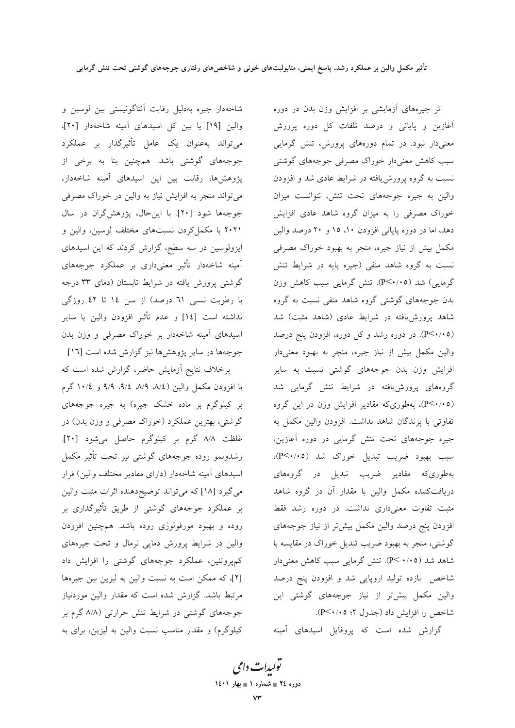اثر جیره‌های آزمایشی بر افزایش وزن بدن در دوره آغازین و پایانی و درصد تلفات کل دوره پرورش معنی‌دار نبود. در تمام دوره‌های پرورش، تنش گرمایی سبب کاهش معنی‌دار خوراک مصرفی جوجه‌های گوشتی نسبت به گروه پرورش‌یافته در شرایط عادی شد و افزودن والین به جیره جوجه‌های تحت تنش، نتوانست میزان خوراک مصرفی را به میزان گروه شاهد عادی افزایش دهد، اما در دوره پایانی افزودن ۱۰، ۱۵ و ۲۰ درصد والین مکمل بیش از نیاز جیره، منجر به بهبود خوراک مصرفی نسبت به گروه شاهد منفی (جیره پایه در شرایط تنش گرمایی) شد ($P<0.05$). تنش گرمایی سبب کاهش وزن بدن جوجه‌های گوشتی گروه شاهد منفی نسبت به گروه شاهد پرورش‌یافته در شرایط عادی (شاهد مثبت) شد ($P<0.05$). در دوره رشد و کل دوره، افزودن پنج درصد والین مکمل بیش از نیاز جیره، منجر به بهبود معنی‌دار افزایش وزن بدن جوجه‌های گوشتی نسبت به سایر گروه‌های پرورش‌یافته در شرایط تنش گرمایی شد ($P<0.05$)، به‌طوری‌که مقادیر افزایش وزن در این گروه تفاوتی با پرندگان شاهد نداشت. افزودن والین مکمل به جیره جوجه‌های تحت تنش گرمایی در دوره آغازین، سبب بهبود ضریب تبدیل خوراک شد ($P<0.05$)، به‌طوری‌که مقادیر ضریب تبدیل در گروه‌های دریافت‌کننده مکمل والین با مقدار آن در گروه شاهد مثبت تفاوت معنی‌داری نداشت. در دوره رشد فقط افزودن پنج درصد والین مکمل بیش‌تر از نیاز جوجه‌های گوشتی، منجر به بهبود ضریب تبدیل خوراک در مقایسه با شاهد شد ($P<0.05$). تنش گرمایی سبب کاهش معنی‌دار شاخص بازده تولید اروپایی شد و افزودن پنج درصد والین مکمل بیش‌تر از نیاز جوجه‌های گوشتی این شاخص را افزایش داد (جدول ۲؛ $P<0.05$).

گزارش شده است که پروفایل اسیدهای آمینه شاخه‌دار جیره به‌دلیل رقابت آنتاگونیستی بین لوسین و والین [۱۹] یا بین کل اسیدهای آمینه شاخه‌دار [۲۰]، می‌تواند به‌عنوان یک عامل تأثیرگذار بر عملکرد جوجه‌های گوشتی باشد. هم‌چنین بنا به برخی از پژوهش‌ها، رقابت بین این اسیدهای آمینه شاخه‌دار، می‌تواند منجر به افزایش نیاز به والین در خوراک مصرفی جوجه‌ها شود [۲۰]. با این‌حال، پژوهش‌گران در سال ۲۰۲۱ با مکمل‌کردن نسبت‌های مختلف لوسین، والین و ایزولوسین در سه سطح، گزارش کردند که این اسیدهای آمینه شاخه‌دار تأثیر معنی‌داری بر عملکرد جوجه‌های گوشتی پرورش یافته در شرایط تابستان (دمای ۳۳ درجه با رطوبت نسبی ٦١ درصد) از سن ١٤ تا ٤٢ روزگی نداشته است [١٤] و عدم تأثیر افزودن والین یا سایر اسیدهای آمینه شاخه‌دار بر خوراک مصرفی و وزن بدن جوجه‌ها در سایر پژوهش‌ها نیز گزارش شده است [١٦].

برخلاف نتایج آزمایش حاضر، گزارش شده است که با افزودن مکمل والین (٨/٤، ٨/٩، ٩/٤، ٩/٩ و ١٠/٤ گرم بر کیلوگرم بر ماده خشک جیره) به جیره جوجه‌های گوشتی، بهترین عملکرد (خوراک مصرفی و وزن بدن) در غلظت ۸/۸ گرم بر کیلوگرم حاصل می‌شود [۲۰]. رشدونمو روده جوجه‌های گوشتی نیز تحت تأثیر مکمل اسیدهای آمینه شاخه‌دار (دارای مقادیر مختلف والین) قرار می‌گیرد [۱۸] که می‌تواند توضیح‌دهنده اثرات مثبت والین بر عملکرد جوجه‌های گوشتی از طریق تأثیرگذاری بر روده و بهبود مورفولوژی روده باشد. هم‌چنین افزودن والین در شرایط پرورش دمایی نرمال و تحت جیره‌های کم‌پروتئین، عملکرد جوجه‌های گوشتی را افزایش داد [۲]، که ممکن است به نسبت والین به لیزین بین جیره‌ها مرتبط باشد. گزارش شده است که مقدار والین موردنیاز جوجه‌های گوشتی در شرایط تنش حرارتی (۸/۸ گرم بر کیلوگرم) و مقدار مناسب نسبت والین به لیزین، برای به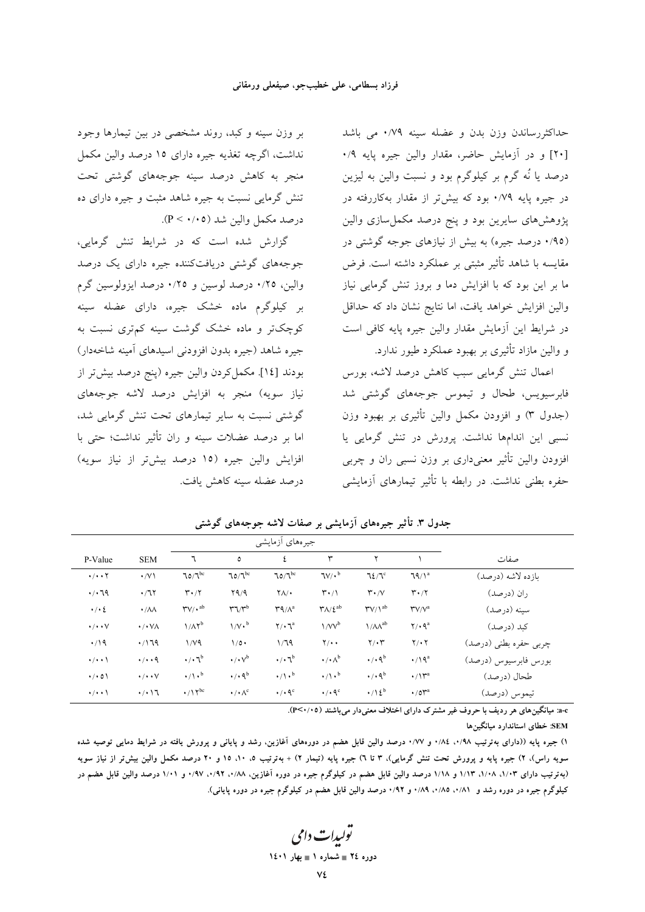حداکثررساندن وزن بدن و عضله سینه ۰/۷۹ می باشد [۲۰] و در آزمایش حاضر، مقدار والین جیره پایه ۰/۹ درصد یا نُه گرم بر کیلوگرم بود و نسبت والین به لیزین در جیره پایه ۰/۷۹ بود که بیش‌تر از مقدار به‌کاررفته در پژوهش‌های سایرین بود و پنج درصد مکمل‌سازی والین (۰/۹۵ درصد جیره) به بیش از نیازهای جوجه گوشتی در مقایسه با شاهد تأثیر مثبتی بر عملکرد داشته است. فرض ما بر این بود که با افزایش دما و بروز تنش گرمایی نیاز والین افزایش خواهد یافت، اما نتایج نشان داد که حداقل در شرایط این آزمایش مقدار والین جیره پایه کافی است و والین مازاد تأثیری بر بهبود عملکرد طیور ندارد.

اعمال تنش گرمایی سبب کاهش درصد لاشه، بورس فابرسیوس، طحال و تیموس جوجه‌های گوشتی شد (جدول ۳) و افزودن مکمل والین تأثیری بر بهبود وزن نسبی این اندام‌ها نداشت. پرورش در تنش گرمایی یا افزودن والین تأثیر معنی‌داری بر وزن نسبی ران و چربی حفره بطنی نداشت. در رابطه با تأثیر تیمارهای آزمایشی بر وزن سینه و کبد، روند مشخصی در بین تیمارها وجود نداشت، اگرچه تغذیه جیره دارای ۱۵ درصد والین مکمل منجر به کاهش درصد سینه جوجه‌های گوشتی تحت تنش گرمایی نسبت به جیره شاهد مثبت و جیره دارای ده درصد مکمل والین شد ($P < ۰/۰۵$).

گزارش شده است که در شرایط تنش گرمایی، جوجه‌های گوشتی دریافت‌کننده جیره دارای یک درصد والین، ۰/۲۵ درصد لوسین و ۰/۲۵ درصد ایزولوسین گرم بر کیلوگرم ماده خشک جیره، دارای عضله سینه کوچک‌تر و ماده خشک گوشت سینه کم‌تری نسبت به جیره شاهد (جیره بدون افزودنی اسیدهای آمینه شاخه‌دار) بودند [۱۴]. مکمل‌کردن والین جیره (پنج درصد بیش‌تر از نیاز سویه) منجر به افزایش درصد لاشه جوجه‌های گوشتی نسبت به سایر تیمارهای تحت تنش گرمایی شد، اما بر درصد عضلات سینه و ران تأثیر نداشت؛ حتی با افزایش والین جیره (۱۵ درصد بیش‌تر از نیاز سویه) درصد عضله سینه کاهش یافت.

**جدول ۳. تأثیر جیره‌های آزمایشی بر صفات لاشه جوجه‌های گوشتی**

| صفات | جیره‌های آزمایشی ۱ | ۲ | ۳ | ۴ | ۵ | ۶ | SEM | P-Value |
|---|---|---|---|---|---|---|---|---|
| بازده لاشه (درصد) | ۶۹/۱$^{a}$ | ۶۴/۶$^{c}$ | ۶۷/۰$^{b}$ | ۶۵/۶$^{bc}$ | ۶۵/۶$^{bc}$ | ۶۵/۶$^{bc}$ | ۰/۷۱ | ۰/۰۰۲ |
| ران (درصد) | ۳۰/۲ | ۳۰/۷ | ۳۰/۱ | ۲۸/۰ | ۲۹/۹ | ۳۰/۲ | ۰/۶۲ | ۰/۰۶۹ |
| سینه (درصد) | ۳۷/۷$^{a}$ | ۳۷/۱$^{ab}$ | ۳۸/۴$^{ab}$ | ۳۹/۸$^{a}$ | ۳۶/۳$^{b}$ | ۳۷/۰$^{ab}$ | ۰/۸۸ | ۰/۰۴ |
| کبد (درصد) | ۲/۰۹$^{a}$ | ۱/۸۸$^{ab}$ | ۱/۷۷$^{b}$ | ۲/۰۶$^{a}$ | ۱/۷۰$^{b}$ | ۱/۸۲$^{b}$ | ۰/۰۷۸ | ۰/۰۰۷ |
| چربی حفره بطنی (درصد) | ۲/۰۲ | ۲/۰۳ | ۲/۰۰ | ۱/۶۹ | ۱/۵۰ | ۱/۷۹ | ۰/۱۶۹ | ۰/۱۹ |
| بورس فابرسیوس (درصد) | ۰/۱۹$^{a}$ | ۰/۰۹$^{b}$ | ۰/۰۸$^{b}$ | ۰/۰۶$^{b}$ | ۰/۰۷$^{b}$ | ۰/۰۶$^{b}$ | ۰/۰۰۹ | ۰/۰۰۱ |
| طحال (درصد) | ۰/۱۳$^{a}$ | ۰/۰۹$^{b}$ | ۰/۱۰$^{b}$ | ۰/۱۰$^{b}$ | ۰/۰۹$^{b}$ | ۰/۱۰$^{b}$ | ۰/۰۰۷ | ۰/۰۵۱ |
| تیموس (درصد) | ۰/۵۳$^{a}$ | ۰/۱۴$^{b}$ | ۰/۰۹$^{c}$ | ۰/۰۹$^{c}$ | ۰/۰۸$^{c}$ | ۰/۱۲$^{bc}$ | ۰/۰۱۶ | ۰/۰۰۱ |

a-c: میانگین‌های هر ردیف با حروف غیر مشترک دارای اختلاف معنی‌دار می‌باشند ($P<۰/۰۵$).

SEM: خطای استاندارد میانگین‌ها

۱) جیره پایه ((دارای به‌ترتیب ۰/۹۸، ۰/۸۴ و ۰/۷۷ درصد والین قابل هضم در دوره‌های آغازین، رشد و پایانی و پرورش یافته در شرایط دمایی توصیه شده سویه راس)، ۲) جیره پایه و پرورش تحت تنش گرمایی)، ۳ تا ۶) جیره پایه (تیمار ۲) + به‌ترتیب ۵، ۱۰، ۱۵ و ۲۰ درصد مکمل والین بیش‌تر از نیاز سویه (به‌ترتیب دارای ۱/۰۳، ۱/۰۸، ۱/۱۳ و ۱/۱۸ درصد والین قابل هضم در کیلوگرم جیره در دوره آغازین، ۰/۸۸، ۰/۹۲، ۰/۹۷ و ۱/۰۱ درصد والین قابل هضم در کیلوگرم جیره در دوره رشد و ۰/۸۱، ۰/۸۵، ۰/۸۹ و ۰/۹۲ درصد والین قابل هضم در کیلوگرم جیره در دوره پایانی).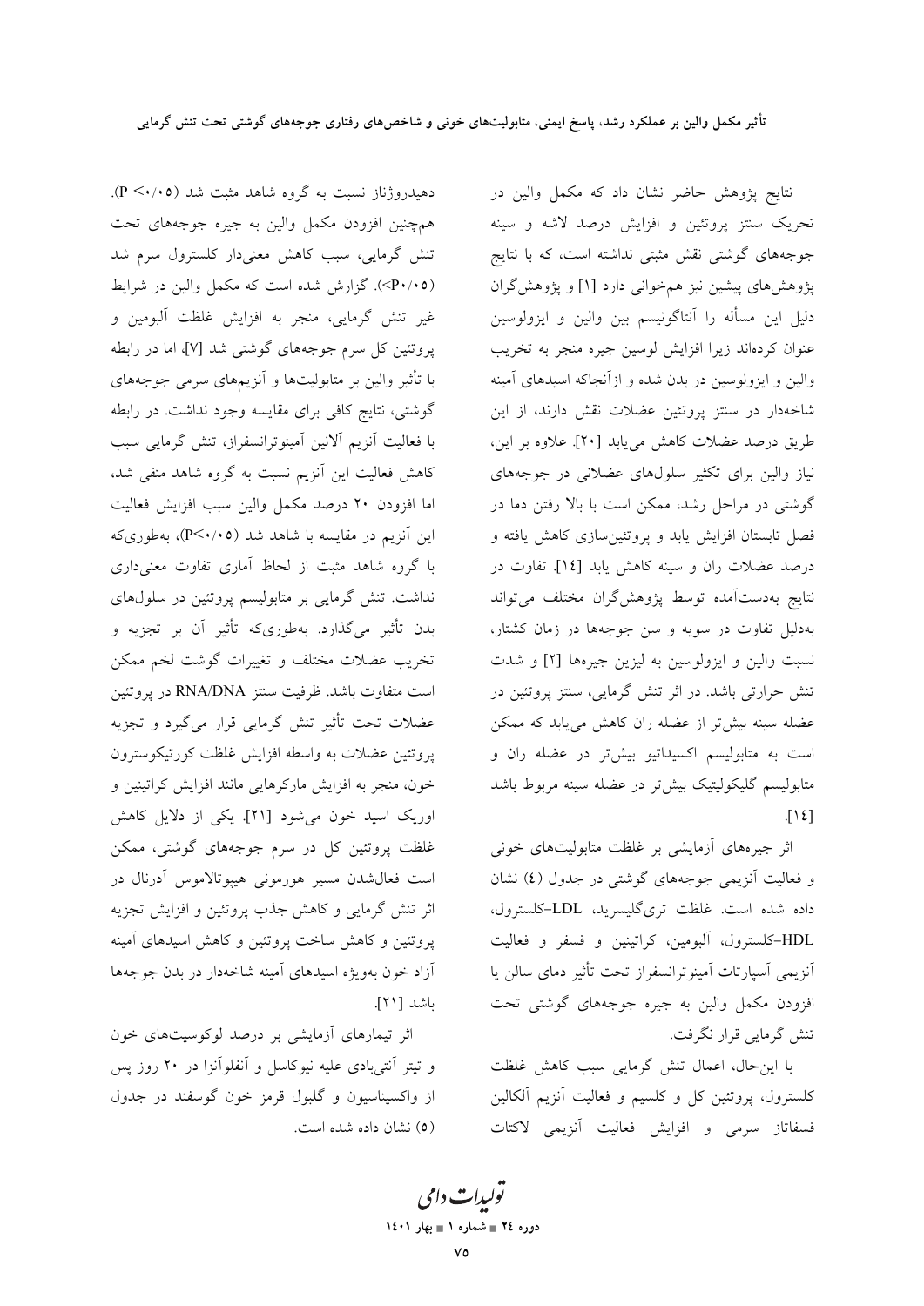نتایج پژوهش حاضر نشان داد که مکمل والین در تحریک سنتز پروتئین و افزایش درصد لاشه و سینه جوجه‌های گوشتی نقش مثبتی نداشته است، که با نتایج پژوهش‌های پیشین نیز همخوانی دارد [۱] و پژوهشگران دلیل این مسأله را آنتاگونیسم بین والین و ایزولوسین عنوان کرده‌اند زیرا افزایش لوسین جیره منجر به تخریب والین و ایزولوسین در بدن شده و ازآنجاکه اسیدهای آمینه شاخه‌دار در سنتز پروتئین عضلات نقش دارند، از این طریق درصد عضلات کاهش می‌یابد [۲۰]. علاوه بر این، نیاز والین برای تکثیر سلول‌های عضلانی در جوجه‌های گوشتی در مراحل رشد، ممکن است با بالا رفتن دما در فصل تابستان افزایش یابد و پروتئین‌سازی کاهش یافته و درصد عضلات ران و سینه کاهش یابد [۱۴]. تفاوت در نتایج به‌دست‌آمده توسط پژوهشگران مختلف می‌تواند به‌دلیل تفاوت در سویه و سن جوجه‌ها در زمان کشتار، نسبت والین و ایزولوسین به لیزین جیره‌ها [۲] و شدت تنش حرارتی باشد. در اثر تنش گرمایی، سنتز پروتئین در عضله سینه بیش‌تر از عضله ران کاهش می‌یابد که ممکن است به متابولیسم اکسیداتیو بیش‌تر در عضله ران و متابولیسم گلیکولیتیک بیش‌تر در عضله سینه مربوط باشد [۱۴].

اثر جیره‌های آزمایشی بر غلظت متابولیت‌های خونی و فعالیت آنزیمی جوجه‌های گوشتی در جدول (۴) نشان داده شده است. غلظت تری‌گلیسرید، LDL-کلسترول، HDL-کلسترول، آلبومین، کراتینین و فسفر و فعالیت آنزیمی آسپارتات آمینوترانسفراز تحت تأثیر دمای سالن یا افزودن مکمل والین به جیره جوجه‌های گوشتی تحت تنش گرمایی قرار نگرفت.

با این‌حال، اعمال تنش گرمایی سبب کاهش غلظت کلسترول، پروتئین کل و کلسیم و فعالیت آنزیم آلکالین فسفاتاز سرمی و افزایش فعالیت آنزیمی لاکتات دهیدروژناز نسبت به گروه شاهد مثبت شد ($P < 0.05$). همچنین افزودن مکمل والین به جیره جوجه‌های تحت تنش گرمایی، سبب کاهش معنی‌دار کلسترول سرم شد ($P < 0.05$). گزارش شده است که مکمل والین در شرایط غیر تنش گرمایی، منجر به افزایش غلظت آلبومین و پروتئین کل سرم جوجه‌های گوشتی شد [۷]، اما در رابطه با تأثیر والین بر متابولیت‌ها و آنزیم‌های سرمی جوجه‌های گوشتی، نتایج کافی برای مقایسه وجود نداشت. در رابطه با فعالیت آنزیم آلانین آمینوترانسفراز، تنش گرمایی سبب کاهش فعالیت این آنزیم نسبت به گروه شاهد منفی شد، اما افزودن ۲۰ درصد مکمل والین سبب افزایش فعالیت این آنزیم در مقایسه با شاهد شد ($P < 0.05$)، به‌طوری‌که با گروه شاهد مثبت از لحاظ آماری تفاوت معنی‌داری نداشت. تنش گرمایی بر متابولیسم پروتئین در سلول‌های بدن تأثیر می‌گذارد. به‌طوری‌که تأثیر آن بر تجزیه و تخریب عضلات مختلف و تغییرات گوشت لخم ممکن است متفاوت باشد. ظرفیت سنتز RNA/DNA در پروتئین عضلات تحت تأثیر تنش گرمایی قرار می‌گیرد و تجزیه پروتئین عضلات به واسطه افزایش غلظت کورتیکوسترون خون، منجر به افزایش مارکرهایی مانند افزایش کراتینین و اوریک اسید خون می‌شود [۲۱]. یکی از دلایل کاهش غلظت پروتئین کل در سرم جوجه‌های گوشتی، ممکن است فعال‌شدن مسیر هورمونی هیپوتالاموس آدرنال در اثر تنش گرمایی و کاهش جذب پروتئین و افزایش تجزیه پروتئین و کاهش ساخت پروتئین و کاهش اسیدهای آمینه آزاد خون به‌ویژه اسیدهای آمینه شاخه‌دار در بدن جوجه‌ها باشد [۲۱].

اثر تیمارهای آزمایشی بر درصد لوکوسیت‌های خون و تیتر آنتی‌بادی علیه نیوکاسل و آنفلوآنزا در ۲۰ روز پس از واکسیناسیون و گلبول قرمز خون گوسفند در جدول (۵) نشان داده شده است.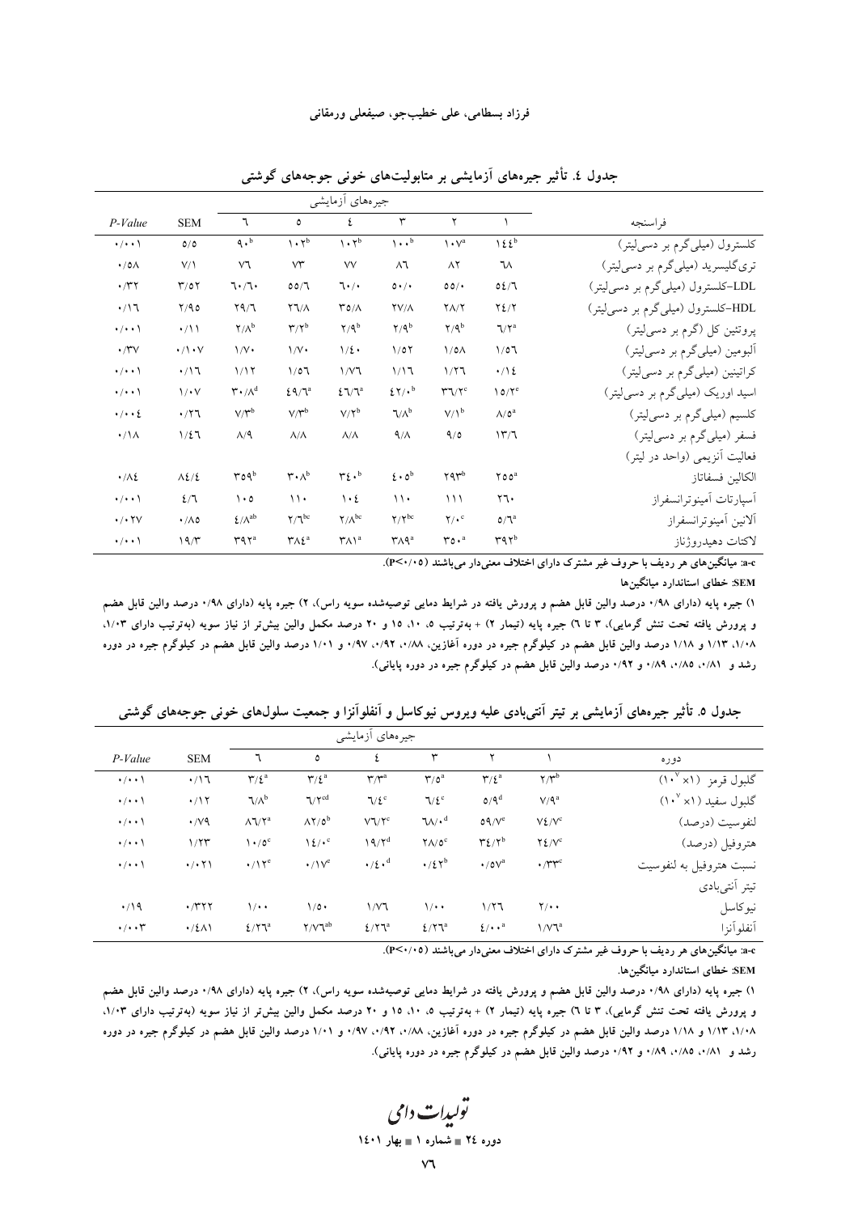**جدول ٤. تأثیر جیره‌های آزمایشی بر متابولیت‌های خونی جوجه‌های گوشتی**

| فراسنجه | جیره‌های آزمایشی ١ | ٢ | ٣ | ٤ | ٥ | ٦ | SEM | *P-Value* |
|---|---|---|---|---|---|---|---|---|
| کلسترول (میلی‌گرم بر دسی‌لیتر) | ١٤٤[b] | ١٠٧[a] | ١٠٠[b] | ١٠٢[b] | ١٠٢[b] | ٩٠[b] | ٥/٥ | ٠/٠٠١ |
| تری‌گلیسرید (میلی‌گرم بر دسی‌لیتر) | ٦٨ | ٨٢ | ٨٦ | ٧٧ | ٧٣ | ٧٦ | ٧/١ | ٠/٥٨ |
| LDL-کلسترول (میلی‌گرم بر دسی‌لیتر) | ٥٤/٦ | ٥٥/٠ | ٥٠/٠ | ٦٠/٠ | ٥٥/٦ | ٦٠/٦٠ | ٣/٥٢ | ٠/٣٢ |
| HDL-کلسترول (میلی‌گرم بر دسی‌لیتر) | ٢٤/٢ | ٢٨/٢ | ٢٧/٨ | ٣٥/٨ | ٢٦/٨ | ٢٩/٦ | ٢/٩٥ | ٠/١٦ |
| پروتئین کل (گرم بر دسی‌لیتر) | ٦/٢[a] | ٢/٩[b] | ٢/٩[b] | ٢/٩[b] | ٣/٢[b] | ٢/٨[b] | ٠/١١ | ٠/٠٠١ |
| آلبومین (میلی‌گرم بر دسی‌لیتر) | ١/٥٦ | ١/٥٨ | ١/٥٢ | ١/٤٠ | ١/٧٠ | ١/٧٠ | ٠/١٠٧ | ٠/٣٧ |
| کراتینین (میلی‌گرم بر دسی‌لیتر) | ٠/١٤ | ١/٢٦ | ١/١٦ | ١/٧٦ | ١/٥٦ | ١/١٢ | ٠/١٦ | ٠/٠٠١ |
| اسید اوریک (میلی‌گرم بر دسی‌لیتر) | ١٥/٢[c] | ٣٦/٢[c] | ٤٢/٠[b] | ٤٦/٦[a] | ٤٩/٦[a] | ٣٠/٨[d] | ١/٠٧ | ٠/٠٠١ |
| کلسیم (میلی‌گرم بر دسی‌لیتر) | ٨/٥[a] | ٧/١[b] | ٦/٨[b] | ٧/٢[b] | ٧/٣[b] | ٧/٣[b] | ٠/٢٦ | ٠/٠٠٤ |
| فسفر (میلی‌گرم بر دسی‌لیتر) | ١٣/٦ | ٩/٥ | ٩/٨ | ٨/٨ | ٨/٨ | ٨/٩ | ١/٤٦ | ٠/١٨ |
| فعالیت آنزیمی (واحد در لیتر) | | | | | | | | |
| الکالین فسفاتاز | ٢٥٥[a] | ٢٩٣[b] | ٤٠٥[b] | ٣٤٠[b] | ٣٠٨[b] | ٣٥٩[b] | ٨٤/٤ | ٠/٨٤ |
| آسپارتات آمینوترانسفراز | ٢٦٠ | ١١١ | ١١٠ | ١٠٤ | ١١٠ | ١٠٥ | ٤/٦ | ٠/٠٠١ |
| آلانین آمینوترانسفراز | ٥/٦[a] | ٢/٠[c] | ٢/٢[bc] | ٢/٨[bc] | ٢/٦[bc] | ٤/٨[ab] | ٠/٨٥ | ٠/٠٢٧ |
| لاکتات دهیدروژناز | ٣٩٢[b] | ٣٥٠[a] | ٣٨٩[a] | ٣٨١[a] | ٣٨٤[a] | ٣٩٢[a] | ١٩/٣ | ٠/٠٠١ |

a-c: میانگین‌های هر ردیف با حروف غیر مشترک دارای اختلاف معنی‌دار می‌باشند (P<٠/٠٥).

SEM: خطای استاندارد میانگین‌ها

١) جیره پایه (دارای ٠/٩٨ درصد والین قابل هضم و پرورش یافته در شرایط دمایی توصیه‌شده سویه راس)، ٢) جیره پایه (دارای ٠/٩٨ درصد والین قابل هضم و پرورش یافته تحت تنش گرمایی)، ٣ تا ٦) جیره پایه (تیمار ٢) + به‌ترتیب ٥، ١٠، ١٥ و ٢٠ درصد مکمل والین بیش‌تر از نیاز سویه (به‌ترتیب دارای ١/٠٣، ١/٠٨، ١/١٣ و ١/١٨ درصد والین قابل هضم در کیلوگرم جیره در دوره آغازین، ٠/٨٨، ٠/٩٢، ٠/٩٧ و ١/٠١ درصد والین قابل هضم در کیلوگرم جیره در دوره رشد و ٠/٨١، ٠/٨٥، ٠/٨٩ و ٠/٩٢ درصد والین قابل هضم در کیلوگرم جیره در دوره پایانی).

**جدول ٥. تأثیر جیره‌های آزمایشی بر تیتر آنتی‌بادی علیه ویروس نیوکاسل و آنفلوآنزا و جمعیت سلول‌های خونی جوجه‌های گوشتی**

| دوره | جیره‌های آزمایشی ١ | ٢ | ٣ | ٤ | ٥ | ٦ | SEM | *P-Value* |
|---|---|---|---|---|---|---|---|---|
| گلبول قرمز ($\times 10^{7}$) | ٢/٣[b] | ٣/٤[a] | ٣/٥[a] | ٣/٣[a] | ٣/٤[a] | ٣/٤[a] | ٠/١٦ | ٠/٠٠١ |
| گلبول سفید ($\times 10^{7}$) | ٧/٩[a] | ٥/٩[d] | ٦/٤[c] | ٦/٤[c] | ٦/٢[cd] | ٦/٨[b] | ٠/١٢ | ٠/٠٠١ |
| لنفوسیت (درصد) | ٧٤/٧[c] | ٥٩/٧[e] | ٦٨/٠[d] | ٧٦/٢[c] | ٨٢/٥[b] | ٨٦/٢[a] | ٠/٧٩ | ٠/٠٠١ |
| هتروفیل (درصد) | ٢٤/٧[c] | ٣٤/٢[b] | ٢٨/٥[c] | ١٩/٢[d] | ١٤/٠[c] | ١٠/٥[c] | ١/٢٣ | ٠/٠٠١ |
| نسبت هتروفیل به لنفوسیت | ٠/٣٣[c] | ٠/٥٧[a] | ٠/٤٢[b] | ٠/٤٠[d] | ٠/١٧[e] | ٠/١٢[e] | ٠/٠٢١ | ٠/٠٠١ |
| تیتر آنتی‌بادی | | | | | | | | |
| نیوکاسل | ٢/٠٠ | ١/٢٦ | ١/٠٠ | ١/٧٦ | ١/٥٠ | ١/٠٠ | ٠/٣٢٢ | ٠/١٩ |
| آنفلوآنزا | ١/٧٦[a] | ٤/٠٠[a] | ٤/٢٦[a] | ٤/٢٦[a] | ٢/٧٦[ab] | ٤/٢٦[a] | ٠/٤٨١ | ٠/٠٠٣ |

a-c: میانگین‌های هر ردیف با حروف غیر مشترک دارای اختلاف معنی‌دار می‌باشند (P<٠/٠٥).

SEM: خطای استاندارد میانگین‌ها.

١) جیره پایه (دارای ٠/٩٨ درصد والین قابل هضم و پرورش یافته در شرایط دمایی توصیه‌شده سویه راس)، ٢) جیره پایه (دارای ٠/٩٨ درصد والین قابل هضم و پرورش یافته تحت تنش گرمایی)، ٣ تا ٦) جیره پایه (تیمار ٢) + به‌ترتیب ٥، ١٠، ١٥ و ٢٠ درصد مکمل والین بیش‌تر از نیاز سویه (به‌ترتیب دارای ١/٠٣، ١/٠٨، ١/١٣ و ١/١٨ درصد والین قابل هضم در کیلوگرم جیره در دوره آغازین، ٠/٨٨، ٠/٩٢، ٠/٩٧ و ١/٠١ درصد والین قابل هضم در کیلوگرم جیره در دوره رشد و ٠/٨١، ٠/٨٥، ٠/٨٩ و ٠/٩٢ درصد والین قابل هضم در کیلوگرم جیره در دوره پایانی).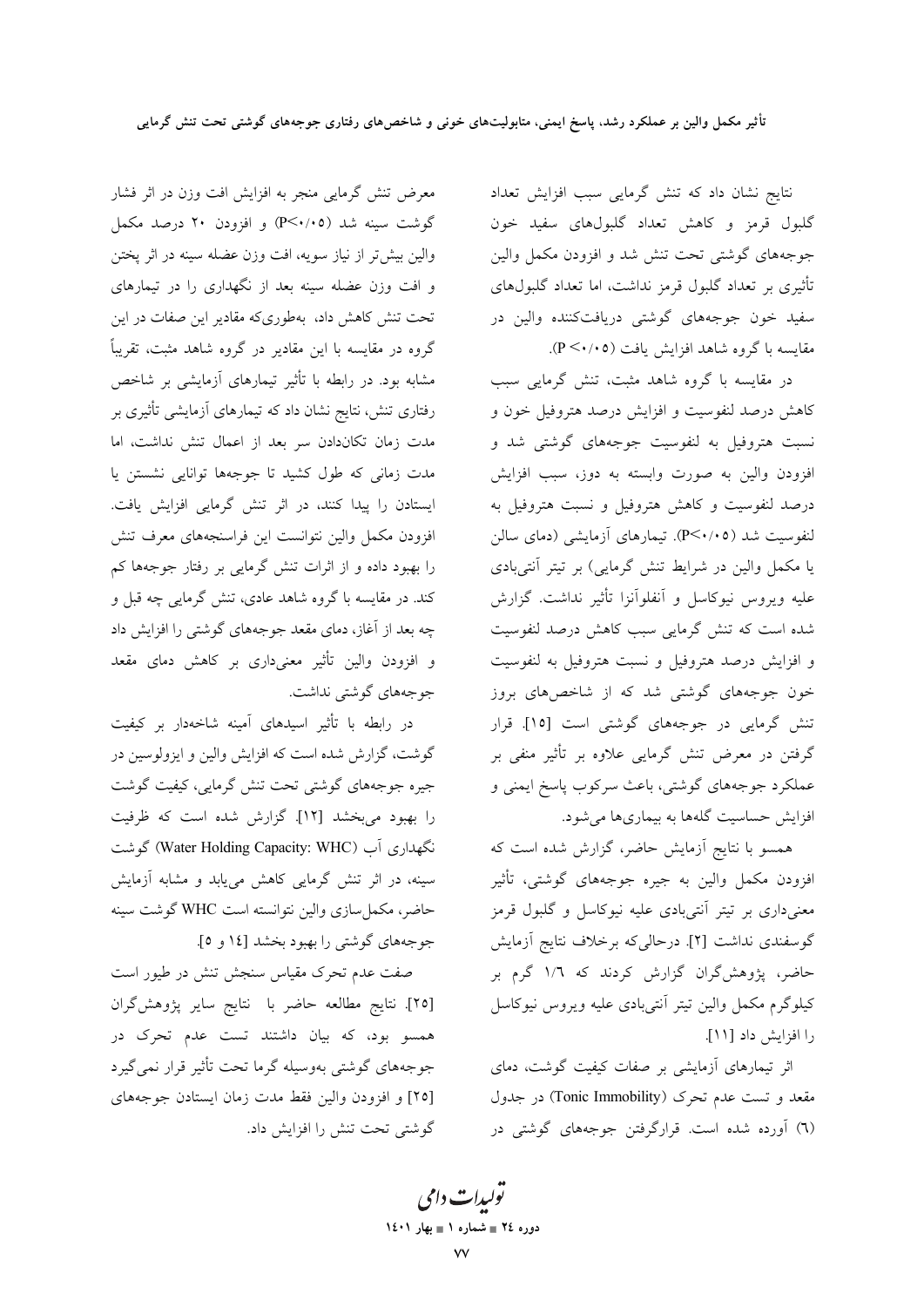نتایج نشان داد که تنش گرمایی سبب افزایش تعداد گلبول قرمز و کاهش تعداد گلبول‌های سفید خون جوجه‌های گوشتی تحت تنش شد و افزودن مکمل والین تأثیری بر تعداد گلبول قرمز نداشت، اما تعداد گلبول‌های سفید خون جوجه‌های گوشتی دریافت‌کننده والین در مقایسه با گروه شاهد افزایش یافت (P <۰/۰۵).

در مقایسه با گروه شاهد مثبت، تنش گرمایی سبب کاهش درصد لنفوسیت و افزایش درصد هتروفیل خون و نسبت هتروفیل به لنفوسیت جوجه‌های گوشتی شد و افزودن والین به صورت وابسته به دوز، سبب افزایش درصد لنفوسیت و کاهش هتروفیل و نسبت هتروفیل به لنفوسیت شد (P<۰/۰۵). تیمارهای آزمایشی (دمای سالن یا مکمل والین در شرایط تنش گرمایی) بر تیتر آنتی‌بادی علیه ویروس نیوکاسل و آنفلوآنزا تأثیر نداشت. گزارش شده است که تنش گرمایی سبب کاهش درصد لنفوسیت و افزایش درصد هتروفیل و نسبت هتروفیل به لنفوسیت خون جوجه‌های گوشتی شد که از شاخص‌های بروز تنش گرمایی در جوجه‌های گوشتی است [۱۵]. قرار گرفتن در معرض تنش گرمایی علاوه بر تأثیر منفی بر عملکرد جوجه‌های گوشتی، باعث سرکوب پاسخ ایمنی و افزایش حساسیت گله‌ها به بیماری‌ها می‌شود.

همسو با نتایج آزمایش حاضر، گزارش شده است که افزودن مکمل والین به جیره جوجه‌های گوشتی، تأثیر معنی‌داری بر تیتر آنتی‌بادی علیه نیوکاسل و گلبول قرمز گوسفندی نداشت [۲]. درحالی‌که برخلاف نتایج آزمایش حاضر، پژوهش‌گران گزارش کردند که ۱/۶ گرم بر کیلوگرم مکمل والین تیتر آنتی‌بادی علیه ویروس نیوکاسل را افزایش داد [۱۱].

اثر تیمارهای آزمایشی بر صفات کیفیت گوشت، دمای مقعد و تست عدم تحرک (Tonic Immobility) در جدول (٦) آورده شده است. قرارگرفتن جوجه‌های گوشتی در معرض تنش گرمایی منجر به افزایش افت وزن در اثر فشار گوشت سینه شد (P<۰/۰۵) و افزودن ۲۰ درصد مکمل والین بیش‌تر از نیاز سویه، افت وزن عضله سینه در اثر پختن و افت وزن عضله سینه بعد از نگهداری را در تیمارهای تحت تنش کاهش داد، به‌طوری‌که مقادیر این صفات در این گروه در مقایسه با این مقادیر در گروه شاهد مثبت، تقریباً مشابه بود. در رابطه با تأثیر تیمارهای آزمایشی بر شاخص رفتاری تنش، نتایج نشان داد که تیمارهای آزمایشی تأثیری بر مدت زمان تکان‌دادن سر بعد از اعمال تنش نداشت، اما مدت زمانی که طول کشید تا جوجه‌ها توانایی نشستن یا ایستادن را پیدا کنند، در اثر تنش گرمایی افزایش یافت. افزودن مکمل والین نتوانست این فراسنجه‌های معرف تنش را بهبود داده و از اثرات تنش گرمایی بر رفتار جوجه‌ها کم کند. در مقایسه با گروه شاهد عادی، تنش گرمایی چه قبل و چه بعد از آغاز، دمای مقعد جوجه‌های گوشتی را افزایش داد و افزودن والین تأثیر معنی‌داری بر کاهش دمای مقعد جوجه‌های گوشتی نداشت.

در رابطه با تأثیر اسیدهای آمینه شاخه‌دار بر کیفیت گوشت، گزارش شده است که افزایش والین و ایزولوسین در جیره جوجه‌های گوشتی تحت تنش گرمایی، کیفیت گوشت را بهبود می‌بخشد [۱۲]. گزارش شده است که ظرفیت نگهداری آب (Water Holding Capacity: WHC) گوشت سینه، در اثر تنش گرمایی کاهش می‌یابد و مشابه آزمایش حاضر، مکمل‌سازی والین توانسته است WHC گوشت سینه جوجه‌های گوشتی را بهبود بخشد [۱٤ و ۵].

صفت عدم تحرک مقیاس سنجش تنش در طیور است [۲۵]. نتایج مطالعه حاضر با نتایج سایر پژوهش‌گران همسو بود، که بیان داشتند تست عدم تحرک در جوجه‌های گوشتی به‌وسیله گرما تحت تأثیر قرار نمی‌گیرد [۲۵] و افزودن والین فقط مدت زمان ایستادن جوجه‌های گوشتی تحت تنش را افزایش داد.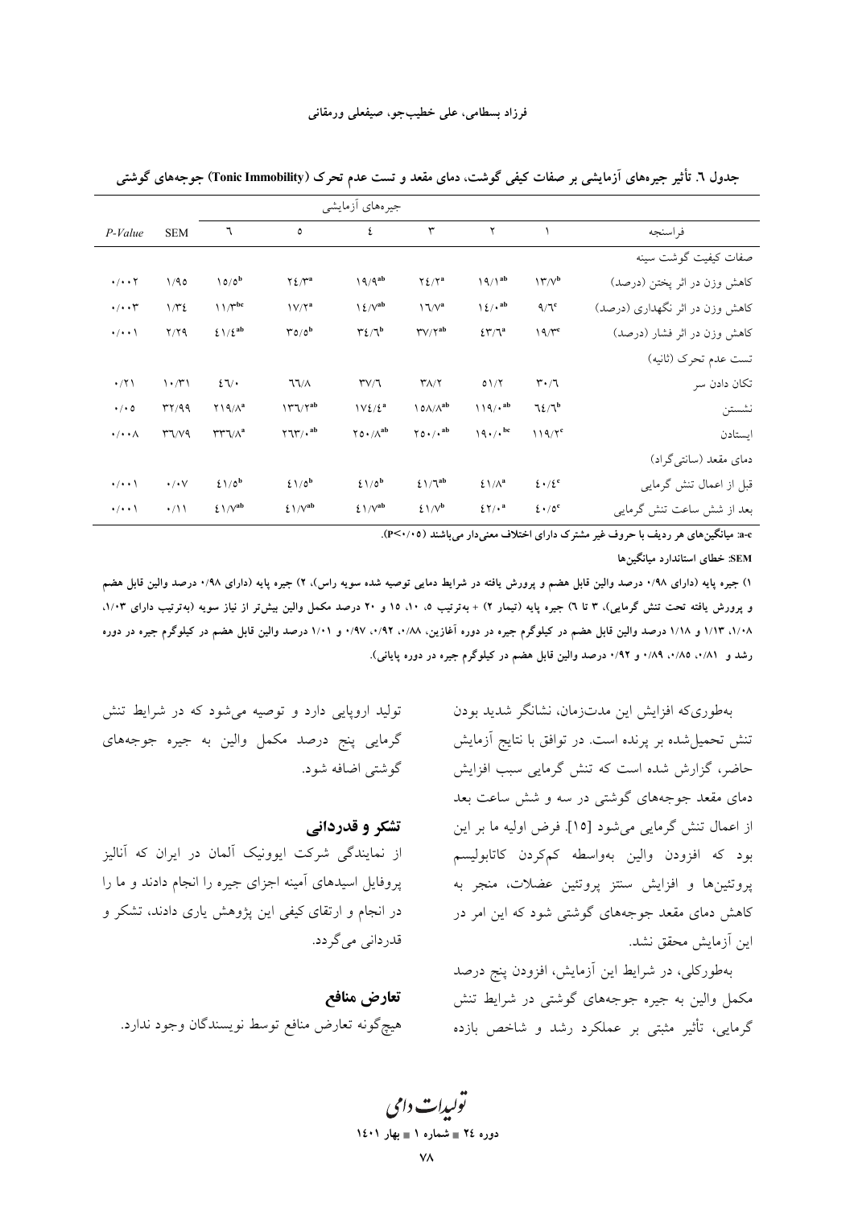جدول ٦. تأثیر جیره‌های آزمایشی بر صفات کیفی گوشت، دمای مقعد و تست عدم تحرک (Tonic Immobility) جوجه‌های گوشتی

| فراسنجه | جیره‌های آزمایشی | | | | | | SEM | P-Value |
|---|---|---|---|---|---|---|---|---|
| | ١ | ٢ | ٣ | ٤ | ٥ | ٦ | | |
| صفات کیفیت گوشت سینه | | | | | | | | |
| کاهش وزن در اثر پختن (درصد) | ١٣/٧[b] | ١٩/١[ab] | ٢٤/٢[a] | ١٩/٩[ab] | ٢٤/٣[a] | ١٥/٥[b] | ١/٩٥ | ٠/٠٠٢ |
| کاهش وزن در اثر نگهداری (درصد) | ٩/٦[c] | ١٤/٠[ab] | ١٦/٧[a] | ١٤/٧[ab] | ١٧/٢[a] | ١١/٣[bc] | ١/٣٤ | ٠/٠٠٣ |
| کاهش وزن در اثر فشار (درصد) | ١٩/٣[c] | ٤٣/٦[a] | ٣٧/٢[ab] | ٣٤/٦[b] | ٣٥/٥[b] | ٤١/٤[ab] | ٢/٢٩ | ٠/٠٠١ |
| تست عدم تحرک (ثانیه) | | | | | | | | |
| تکان دادن سر | ٣٠/٦ | ٥١/٢ | ٣٨/٢ | ٣٧/٦ | ٦٦/٨ | ٤٦/٠ | ١٠/٣١ | ٠/٢١ |
| نشستن | ٦٤/٦[b] | ١١٩/٠[ab] | ١٥٨/٨[ab] | ١٧٤/٤[a] | ١٣٦/٢[ab] | ٢١٩/٨[a] | ٣٢/٩٩ | ٠/٠٥ |
| ایستادن | ١١٩/٢[c] | ١٩٠/٠[bc] | ٢٥٠/٠[ab] | ٢٥٠/٨[ab] | ٢٦٣/٠[ab] | ٣٣٦/٨[a] | ٣٦/٧٩ | ٠/٠٠٨ |
| دمای مقعد (سانتی‌گراد) | | | | | | | | |
| قبل از اعمال تنش گرمایی | ٤٠/٤[c] | ٤١/٨[a] | ٤١/٦[ab] | ٤١/٥[b] | ٤١/٥[b] | ٤١/٥[b] | ٠/٠٧ | ٠/٠٠١ |
| بعد از شش ساعت تنش گرمایی | ٤٠/٥[c] | ٤٢/٠[a] | ٤١/٧[b] | ٤١/٧[ab] | ٤١/٧[ab] | ٤١/٧[ab] | ٠/١١ | ٠/٠٠١ |

**a-c: میانگین‌های هر ردیف با حروف غیر مشترک دارای اختلاف معنی‌دار می‌باشند (P<٠/٠٥).**

**SEM: خطای استاندارد میانگین‌ها**

**١) جیره پایه (دارای ٠/٩٨ درصد والین قابل هضم و پرورش یافته در شرایط دمایی توصیه شده سویه راس)، ٢) جیره پایه (دارای ٠/٩٨ درصد والین قابل هضم و پرورش یافته تحت تنش گرمایی)، ٣ تا ٦) جیره پایه (تیمار ٢) + به‌ترتیب ٥، ١٠، ١٥ و ٢٠ درصد مکمل والین بیش‌تر از نیاز سویه (به‌ترتیب دارای ١/٠٣، ١/٠٨، ١/١٣ و ١/١٨ درصد والین قابل هضم در کیلوگرم جیره در دوره آغازین، ٠/٨٨، ٠/٩٢، ٠/٩٧ و ١/٠١ درصد والین قابل هضم در کیلوگرم جیره در دوره رشد و ٠/٨١، ٠/٨٥، ٠/٨٩ و ٠/٩٢ درصد والین قابل هضم در کیلوگرم جیره در دوره پایانی).**

به‌طوری‌که افزایش این مدت‌زمان، نشانگر شدید بودن تنش تحمیل‌شده بر پرنده است. در توافق با نتایج آزمایش حاضر، گزارش شده است که تنش گرمایی سبب افزایش دمای مقعد جوجه‌های گوشتی در سه و شش ساعت بعد از اعمال تنش گرمایی می‌شود [15]. فرض اولیه ما بر این بود که افزودن والین به‌واسطه کم‌کردن کاتابولیسم پروتئین‌ها و افزایش سنتز پروتئین عضلات، منجر به کاهش دمای مقعد جوجه‌های گوشتی شود که این امر در این آزمایش محقق نشد.

به‌طورکلی، در شرایط این آزمایش، افزودن پنج درصد مکمل والین به جیره جوجه‌های گوشتی در شرایط تنش گرمایی، تأثیر مثبتی بر عملکرد رشد و شاخص بازده تولید اروپایی دارد و توصیه می‌شود که در شرایط تنش گرمایی پنج درصد مکمل والین به جیره جوجه‌های گوشتی اضافه شود.

## تشکر و قدردانی

از نمایندگی شرکت ایوونیک آلمان در ایران که آنالیز پروفایل اسیدهای آمینه اجزای جیره را انجام دادند و ما را در انجام و ارتقای کیفی این پژوهش یاری دادند، تشکر و قدردانی می‌گردد.

## تعارض منافع

هیچ‌گونه تعارض منافع توسط نویسندگان وجود ندارد.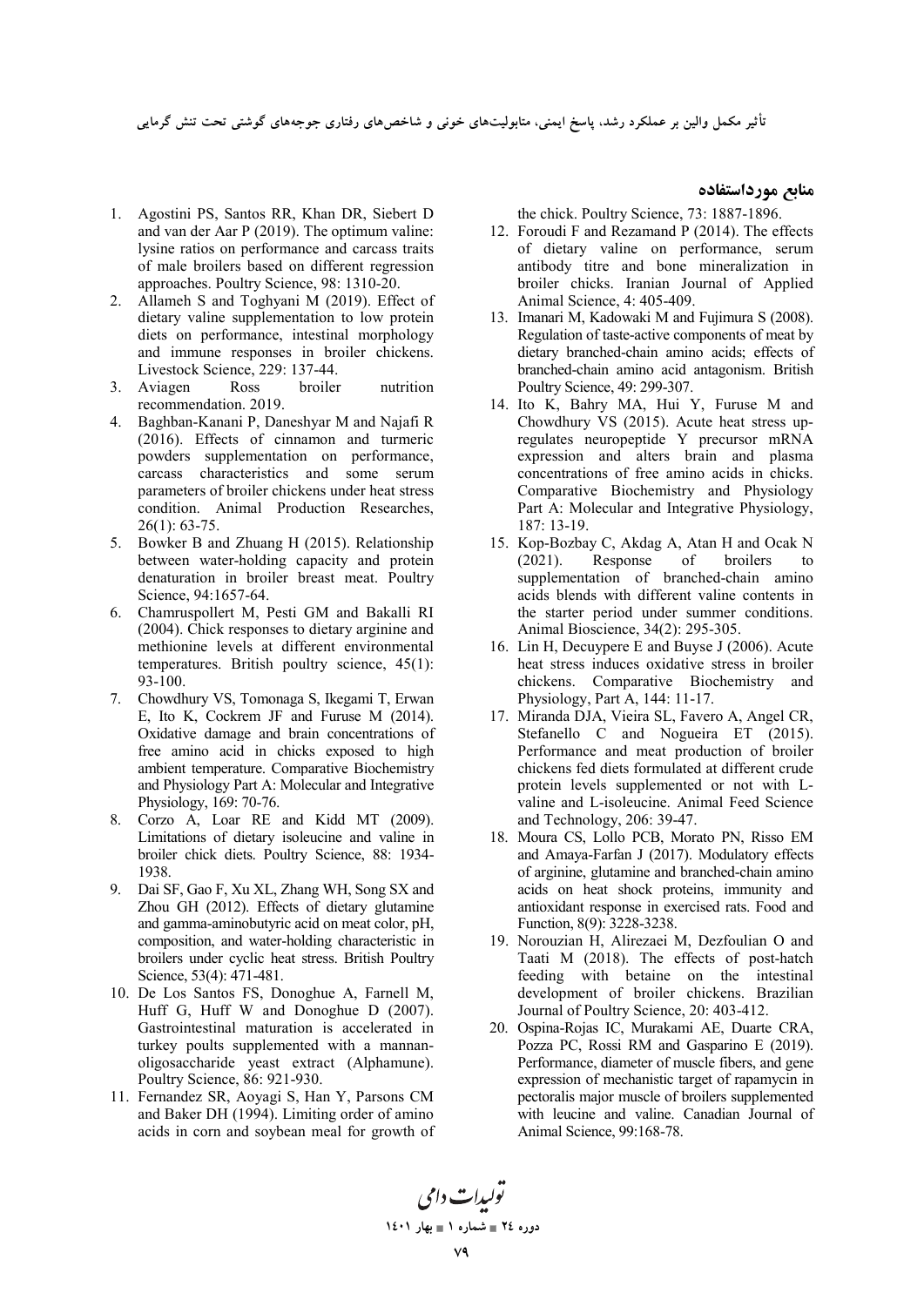## منابع مورداستفاده

1. Agostini PS, Santos RR, Khan DR, Siebert D and van der Aar P (2019). The optimum valine: lysine ratios on performance and carcass traits of male broilers based on different regression approaches. Poultry Science, 98: 1310-20.
2. Allameh S and Toghyani M (2019). Effect of dietary valine supplementation to low protein diets on performance, intestinal morphology and immune responses in broiler chickens. Livestock Science, 229: 137-44.
3. Aviagen Ross broiler nutrition recommendation. 2019.
4. Baghban-Kanani P, Daneshyar M and Najafi R (2016). Effects of cinnamon and turmeric powders supplementation on performance, carcass characteristics and some serum parameters of broiler chickens under heat stress condition. Animal Production Researches, 26(1): 63-75.
5. Bowker B and Zhuang H (2015). Relationship between water-holding capacity and protein denaturation in broiler breast meat. Poultry Science, 94:1657-64.
6. Chamruspollert M, Pesti GM and Bakalli RI (2004). Chick responses to dietary arginine and methionine levels at different environmental temperatures. British poultry science, 45(1): 93-100.
7. Chowdhury VS, Tomonaga S, Ikegami T, Erwan E, Ito K, Cockrem JF and Furuse M (2014). Oxidative damage and brain concentrations of free amino acid in chicks exposed to high ambient temperature. Comparative Biochemistry and Physiology Part A: Molecular and Integrative Physiology, 169: 70-76.
8. Corzo A, Loar RE and Kidd MT (2009). Limitations of dietary isoleucine and valine in broiler chick diets. Poultry Science, 88: 1934-1938.
9. Dai SF, Gao F, Xu XL, Zhang WH, Song SX and Zhou GH (2012). Effects of dietary glutamine and gamma-aminobutyric acid on meat color, pH, composition, and water-holding characteristic in broilers under cyclic heat stress. British Poultry Science, 53(4): 471-481.
10. De Los Santos FS, Donoghue A, Farnell M, Huff G, Huff W and Donoghue D (2007). Gastrointestinal maturation is accelerated in turkey poults supplemented with a mannan-oligosaccharide yeast extract (Alphamune). Poultry Science, 86: 921-930.
11. Fernandez SR, Aoyagi S, Han Y, Parsons CM and Baker DH (1994). Limiting order of amino acids in corn and soybean meal for growth of the chick. Poultry Science, 73: 1887-1896.
12. Foroudi F and Rezamand P (2014). The effects of dietary valine on performance, serum antibody titre and bone mineralization in broiler chicks. Iranian Journal of Applied Animal Science, 4: 405-409.
13. Imanari M, Kadowaki M and Fujimura S (2008). Regulation of taste-active components of meat by dietary branched-chain amino acids; effects of branched-chain amino acid antagonism. British Poultry Science, 49: 299-307.
14. Ito K, Bahry MA, Hui Y, Furuse M and Chowdhury VS (2015). Acute heat stress up-regulates neuropeptide Y precursor mRNA expression and alters brain and plasma concentrations of free amino acids in chicks. Comparative Biochemistry and Physiology Part A: Molecular and Integrative Physiology, 187: 13-19.
15. Kop-Bozbay C, Akdag A, Atan H and Ocak N (2021). Response of broilers to supplementation of branched-chain amino acids blends with different valine contents in the starter period under summer conditions. Animal Bioscience, 34(2): 295-305.
16. Lin H, Decuypere E and Buyse J (2006). Acute heat stress induces oxidative stress in broiler chickens. Comparative Biochemistry and Physiology, Part A, 144: 11-17.
17. Miranda DJA, Vieira SL, Favero A, Angel CR, Stefanello C and Nogueira ET (2015). Performance and meat production of broiler chickens fed diets formulated at different crude protein levels supplemented or not with L-valine and L-isoleucine. Animal Feed Science and Technology, 206: 39-47.
18. Moura CS, Lollo PCB, Morato PN, Risso EM and Amaya-Farfan J (2017). Modulatory effects of arginine, glutamine and branched-chain amino acids on heat shock proteins, immunity and antioxidant response in exercised rats. Food and Function, 8(9): 3228-3238.
19. Norouzian H, Alirezaei M, Dezfoulian O and Taati M (2018). The effects of post-hatch feeding with betaine on the intestinal development of broiler chickens. Brazilian Journal of Poultry Science, 20: 403-412.
20. Ospina-Rojas IC, Murakami AE, Duarte CRA, Pozza PC, Rossi RM and Gasparino E (2019). Performance, diameter of muscle fibers, and gene expression of mechanistic target of rapamycin in pectoralis major muscle of broilers supplemented with leucine and valine. Canadian Journal of Animal Science, 99:168-78.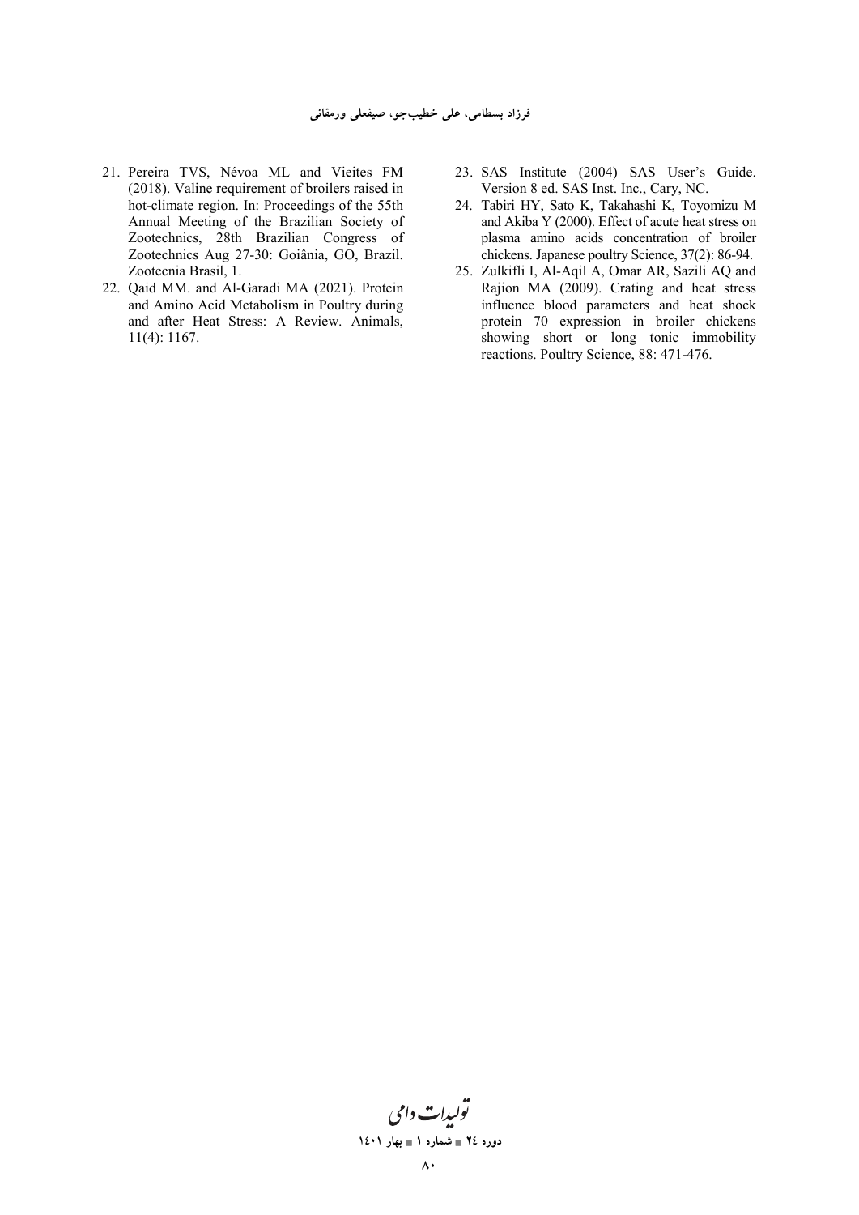21. Pereira TVS, Névoa ML and Vieites FM (2018). Valine requirement of broilers raised in hot-climate region. In: Proceedings of the 55th Annual Meeting of the Brazilian Society of Zootechnics, 28th Brazilian Congress of Zootechnics Aug 27-30: Goiânia, GO, Brazil. Zootecnia Brasil, 1.
22. Qaid MM. and Al-Garadi MA (2021). Protein and Amino Acid Metabolism in Poultry during and after Heat Stress: A Review. Animals, 11(4): 1167.
23. SAS Institute (2004) SAS User's Guide. Version 8 ed. SAS Inst. Inc., Cary, NC.
24. Tabiri HY, Sato K, Takahashi K, Toyomizu M and Akiba Y (2000). Effect of acute heat stress on plasma amino acids concentration of broiler chickens. Japanese poultry Science, 37(2): 86-94.
25. Zulkifli I, Al-Aqil A, Omar AR, Sazili AQ and Rajion MA (2009). Crating and heat stress influence blood parameters and heat shock protein 70 expression in broiler chickens showing short or long tonic immobility reactions. Poultry Science, 88: 471-476.